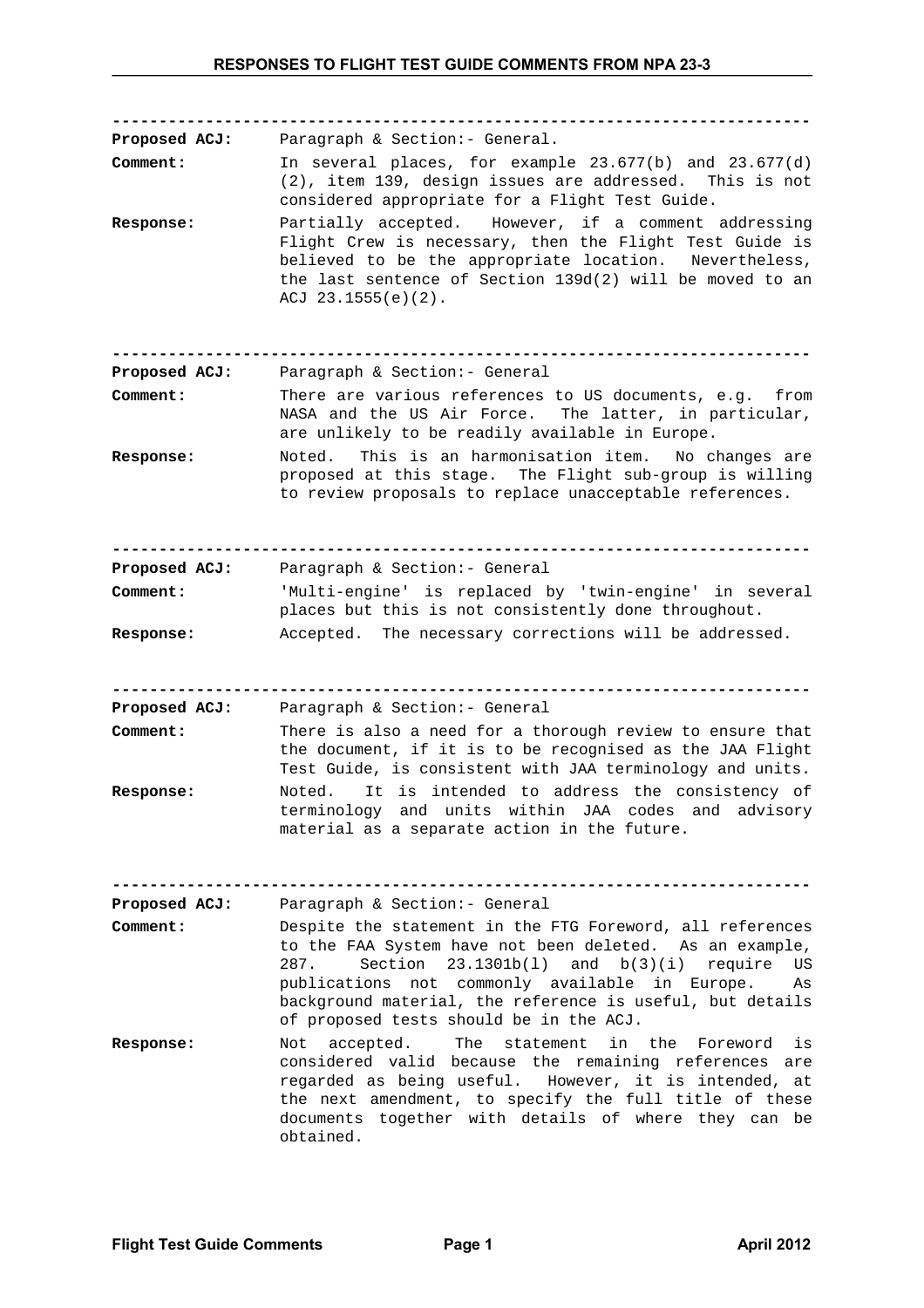## RESPONSES TO FLIGHT TEST GUIDE COMMENTS FROM NPA 23-3

---

**Proposed ACJ:** Paragraph & Section:- General.

**Comment:** In several places, for example 23.677(b) and 23.677(d)(2), item 139, design issues are addressed. This is not considered appropriate for a Flight Test Guide.

**Response:** Partially accepted. However, if a comment addressing Flight Crew is necessary, then the Flight Test Guide is believed to be the appropriate location. Nevertheless, the last sentence of Section 139d(2) will be moved to an ACJ 23.1555(e)(2).

---

**Proposed ACJ:** Paragraph & Section:- General

**Comment:** There are various references to US documents, e.g. from NASA and the US Air Force. The latter, in particular, are unlikely to be readily available in Europe.

**Response:** Noted. This is an harmonisation item. No changes are proposed at this stage. The Flight sub-group is willing to review proposals to replace unacceptable references.

---

**Proposed ACJ:** Paragraph & Section:- General

**Comment:** 'Multi-engine' is replaced by 'twin-engine' in several places but this is not consistently done throughout.

**Response:** Accepted. The necessary corrections will be addressed.

---

**Proposed ACJ:** Paragraph & Section:- General

**Comment:** There is also a need for a thorough review to ensure that the document, if it is to be recognised as the JAA Flight Test Guide, is consistent with JAA terminology and units.

**Response:** Noted. It is intended to address the consistency of terminology and units within JAA codes and advisory material as a separate action in the future.

---

**Proposed ACJ:** Paragraph & Section:- General

**Comment:** Despite the statement in the FTG Foreword, all references to the FAA System have not been deleted. As an example, 287. Section 23.1301b(l) and b(3)(i) require US publications not commonly available in Europe. As background material, the reference is useful, but details of proposed tests should be in the ACJ.

**Response:** Not accepted. The statement in the Foreword is considered valid because the remaining references are regarded as being useful. However, it is intended, at the next amendment, to specify the full title of these documents together with details of where they can be obtained.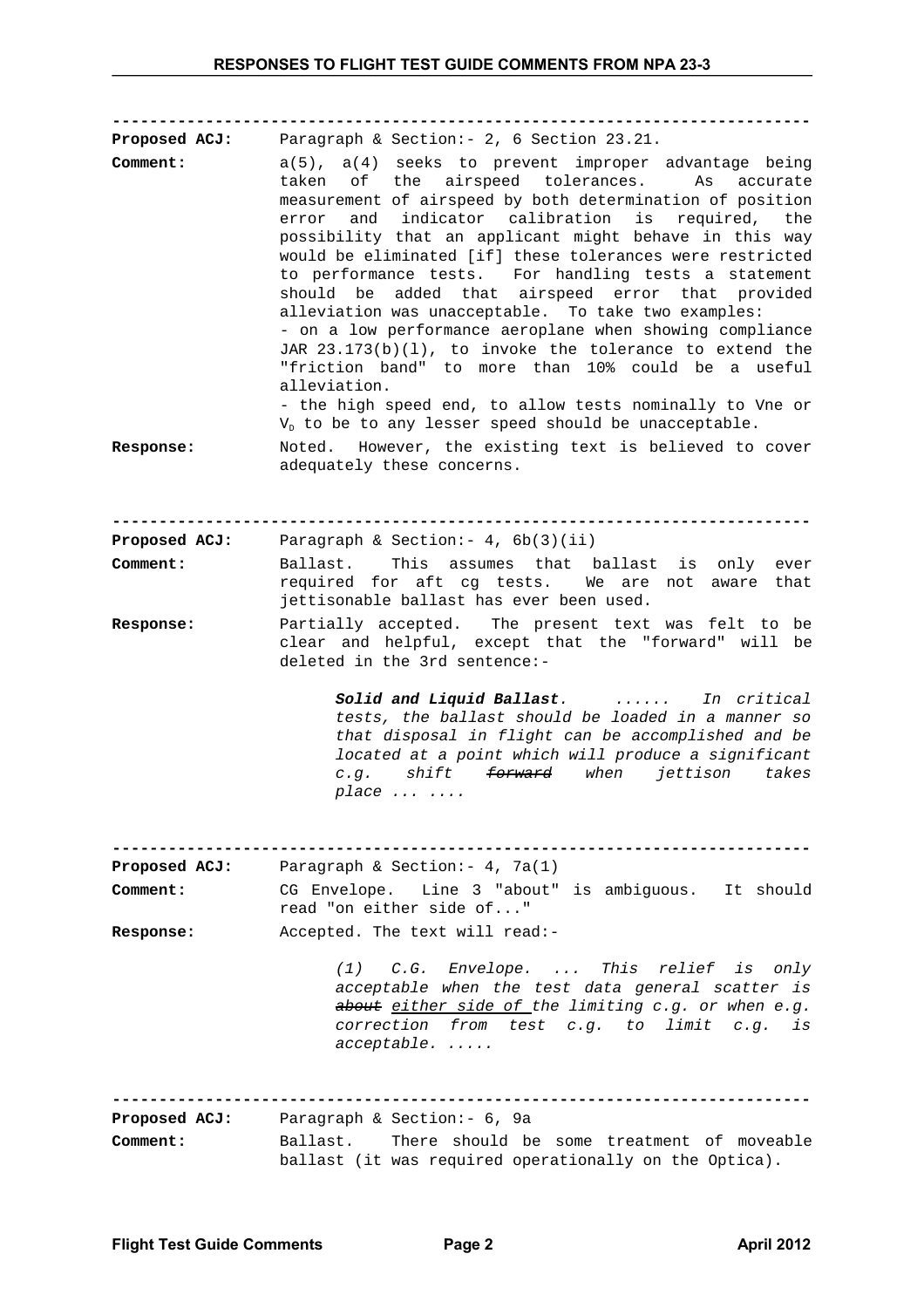---

**Proposed ACJ:** Paragraph & Section:- 2, 6 Section 23.21.

**Comment:** a(5), a(4) seeks to prevent improper advantage being taken of the airspeed tolerances. As accurate measurement of airspeed by both determination of position error and indicator calibration is required, the possibility that an applicant might behave in this way would be eliminated [if] these tolerances were restricted to performance tests. For handling tests a statement should be added that airspeed error that provided alleviation was unacceptable. To take two examples:
- on a low performance aeroplane when showing compliance JAR 23.173(b)(l), to invoke the tolerance to extend the "friction band" to more than 10% could be a useful alleviation.
- the high speed end, to allow tests nominally to Vne or $V_D$ to be to any lesser speed should be unacceptable.

**Response:** Noted. However, the existing text is believed to cover adequately these concerns.

---

**Proposed ACJ:** Paragraph & Section:- 4, 6b(3)(ii)

**Comment:** Ballast. This assumes that ballast is only ever required for aft cg tests. We are not aware that jettisonable ballast has ever been used.

**Response:** Partially accepted. The present text was felt to be clear and helpful, except that the "forward" will be deleted in the 3rd sentence:-

> ***Solid and Liquid Ballast.*** *...... In critical tests, the ballast should be loaded in a manner so that disposal in flight can be accomplished and be located at a point which will produce a significant c.g. shift ~~forward~~ when jettison takes place ... ....*

---

**Proposed ACJ:** Paragraph & Section:- 4, 7a(1)

**Comment:** CG Envelope. Line 3 "about" is ambiguous. It should read "on either side of..."

**Response:** Accepted. The text will read:-

> *(1) C.G. Envelope. ... This relief is only acceptable when the test data general scatter is ~~about~~ either side of the limiting c.g. or when e.g. correction from test c.g. to limit c.g. is acceptable. .....*

---

**Proposed ACJ:** Paragraph & Section:- 6, 9a

**Comment:** Ballast. There should be some treatment of moveable ballast (it was required operationally on the Optica).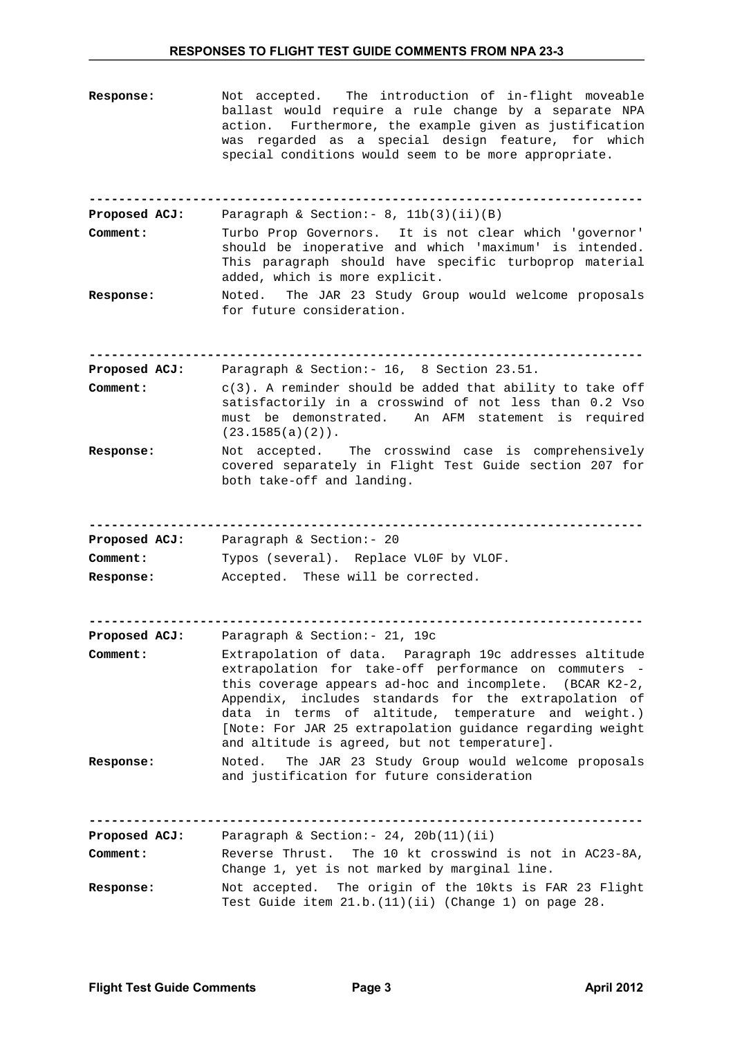**Response:** Not accepted. The introduction of in-flight moveable ballast would require a rule change by a separate NPA action. Furthermore, the example given as justification was regarded as a special design feature, for which special conditions would seem to be more appropriate.

---

**Proposed ACJ:** Paragraph & Section:- 8, 11b(3)(ii)(B)

**Comment:** Turbo Prop Governors. It is not clear which 'governor' should be inoperative and which 'maximum' is intended. This paragraph should have specific turboprop material added, which is more explicit.

**Response:** Noted. The JAR 23 Study Group would welcome proposals for future consideration.

---

**Proposed ACJ:** Paragraph & Section:- 16, 8 Section 23.51.

**Comment:** c(3). A reminder should be added that ability to take off satisfactorily in a crosswind of not less than 0.2 Vso must be demonstrated. An AFM statement is required (23.1585(a)(2)).

**Response:** Not accepted. The crosswind case is comprehensively covered separately in Flight Test Guide section 207 for both take-off and landing.

---

**Proposed ACJ:** Paragraph & Section:- 20

**Comment:** Typos (several). Replace VL0F by VLOF.

**Response:** Accepted. These will be corrected.

---

**Proposed ACJ:** Paragraph & Section:- 21, 19c

**Comment:** Extrapolation of data. Paragraph 19c addresses altitude extrapolation for take-off performance on commuters - this coverage appears ad-hoc and incomplete. (BCAR K2-2, Appendix, includes standards for the extrapolation of data in terms of altitude, temperature and weight.) [Note: For JAR 25 extrapolation guidance regarding weight and altitude is agreed, but not temperature].

**Response:** Noted. The JAR 23 Study Group would welcome proposals and justification for future consideration

---

**Proposed ACJ:** Paragraph & Section:- 24, 20b(11)(ii)

**Comment:** Reverse Thrust. The 10 kt crosswind is not in AC23-8A, Change 1, yet is not marked by marginal line.

**Response:** Not accepted. The origin of the 10kts is FAR 23 Flight Test Guide item 21.b.(11)(ii) (Change 1) on page 28.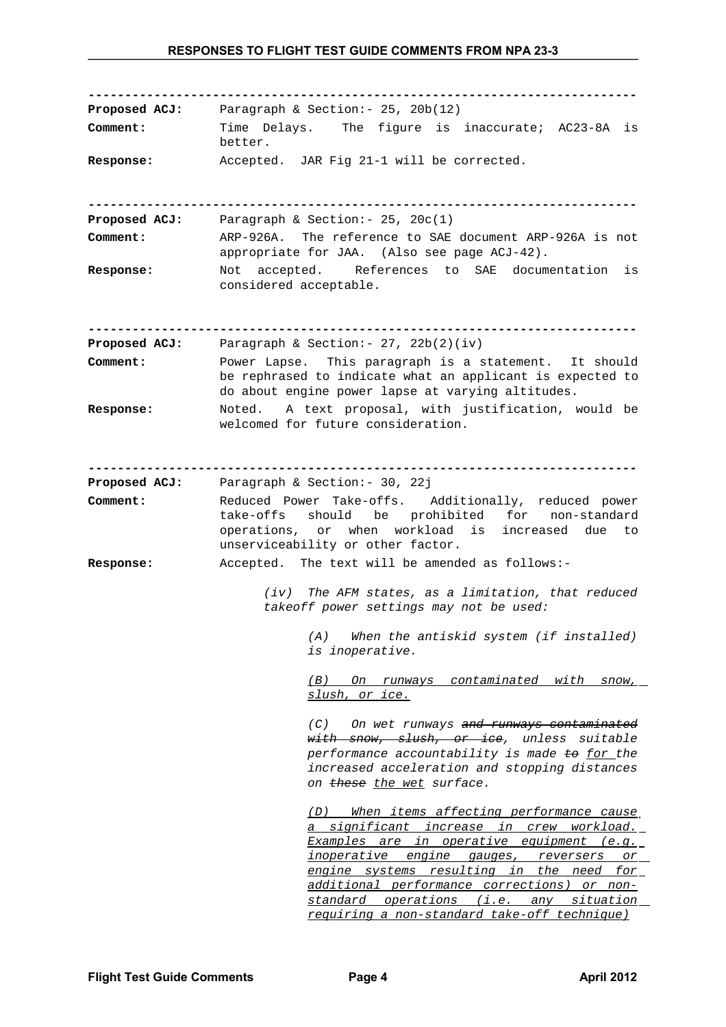---

**Proposed ACJ:** Paragraph & Section:- 25, 20b(12)

**Comment:** Time Delays. The figure is inaccurate; AC23-8A is better.

**Response:** Accepted. JAR Fig 21-1 will be corrected.

---

**Proposed ACJ:** Paragraph & Section:- 25, 20c(1)

**Comment:** ARP-926A. The reference to SAE document ARP-926A is not appropriate for JAA. (Also see page ACJ-42).

**Response:** Not accepted. References to SAE documentation is considered acceptable.

---

**Proposed ACJ:** Paragraph & Section:- 27, 22b(2)(iv)

**Comment:** Power Lapse. This paragraph is a statement. It should be rephrased to indicate what an applicant is expected to do about engine power lapse at varying altitudes.

**Response:** Noted. A text proposal, with justification, would be welcomed for future consideration.

---

**Proposed ACJ:** Paragraph & Section:- 30, 22j

**Comment:** Reduced Power Take-offs. Additionally, reduced power take-offs should be prohibited for non-standard operations, or when workload is increased due to unserviceability or other factor.

**Response:** Accepted. The text will be amended as follows:-

> *(iv) The AFM states, as a limitation, that reduced takeoff power settings may not be used:*
>
> > *(A) When the antiskid system (if installed) is inoperative.*
> >
> > <u>*(B) On runways contaminated with snow, slush, or ice.*</u>
> >
> > *(C) On wet runways ~~and runways contaminated with snow, slush, or ice~~, unless suitable performance accountability is made ~~to~~ <u>for</u> the increased acceleration and stopping distances on ~~these~~ <u>the wet</u> surface.*
> >
> > <u>*(D) When items affecting performance cause a significant increase in crew workload. Examples are in operative equipment (e.g. inoperative engine gauges, reversers or engine systems resulting in the need for additional performance corrections) or non-standard operations (i.e. any situation requiring a non-standard take-off technique)*</u>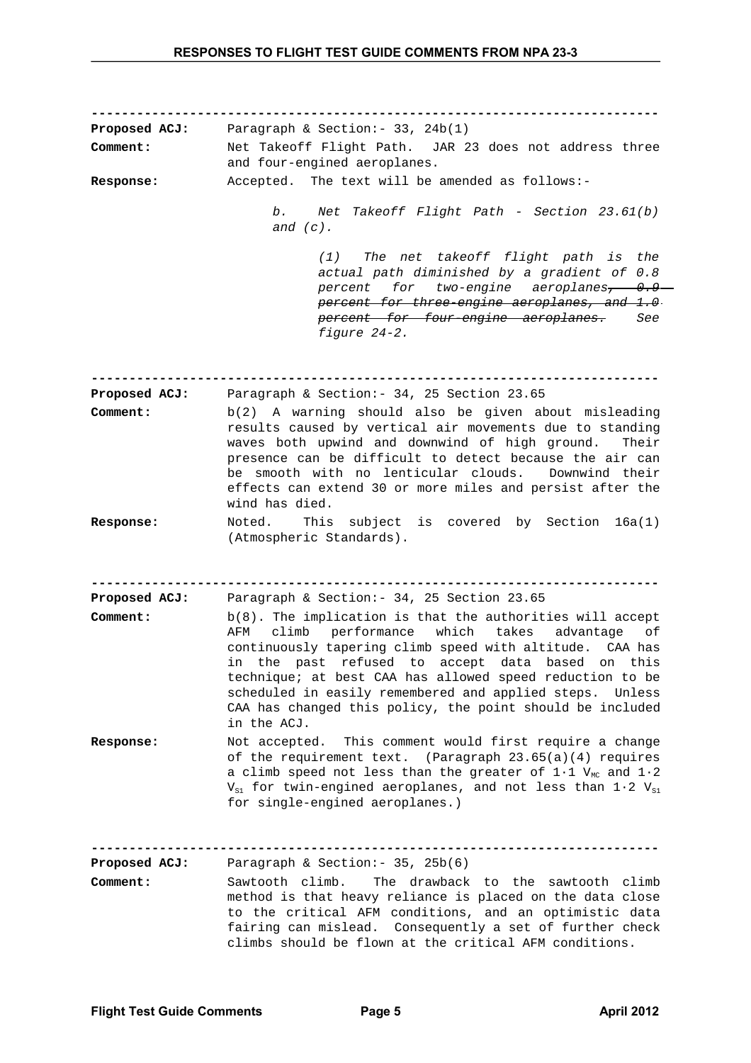---

**Proposed ACJ:** Paragraph & Section:- 33, 24b(1)

**Comment:** Net Takeoff Flight Path. JAR 23 does not address three and four-engined aeroplanes.

**Response:** Accepted. The text will be amended as follows:-

> *b. Net Takeoff Flight Path - Section 23.61(b) and (c).*
>
> > *(1) The net takeoff flight path is the actual path diminished by a gradient of 0.8 percent for two-engine aeroplanes~~, 0.9 percent for three-engine aeroplanes, and 1.0 percent for four-engine aeroplanes.~~ See figure 24-2.*

---

**Proposed ACJ:** Paragraph & Section:- 34, 25 Section 23.65

**Comment:** b(2) A warning should also be given about misleading results caused by vertical air movements due to standing waves both upwind and downwind of high ground. Their presence can be difficult to detect because the air can be smooth with no lenticular clouds. Downwind their effects can extend 30 or more miles and persist after the wind has died.

**Response:** Noted. This subject is covered by Section 16a(1) (Atmospheric Standards).

---

**Proposed ACJ:** Paragraph & Section:- 34, 25 Section 23.65

**Comment:** b(8). The implication is that the authorities will accept AFM climb performance which takes advantage of continuously tapering climb speed with altitude. CAA has in the past refused to accept data based on this technique; at best CAA has allowed speed reduction to be scheduled in easily remembered and applied steps. Unless CAA has changed this policy, the point should be included in the ACJ.

**Response:** Not accepted. This comment would first require a change of the requirement text. (Paragraph 23.65(a)(4) requires a climb speed not less than the greater of $1{\cdot}1\ V_{MC}$ and $1{\cdot}2\ V_{S1}$ for twin-engined aeroplanes, and not less than $1{\cdot}2\ V_{S1}$ for single-engined aeroplanes.)

---

**Proposed ACJ:** Paragraph & Section:- 35, 25b(6)

**Comment:** Sawtooth climb. The drawback to the sawtooth climb method is that heavy reliance is placed on the data close to the critical AFM conditions, and an optimistic data fairing can mislead. Consequently a set of further check climbs should be flown at the critical AFM conditions.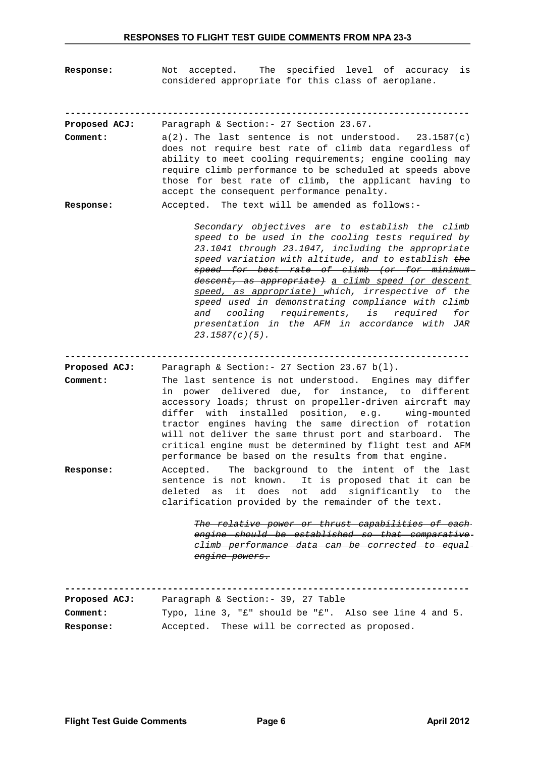**Response:** Not accepted. The specified level of accuracy is considered appropriate for this class of aeroplane.

---

**Proposed ACJ:** Paragraph & Section:- 27 Section 23.67.

**Comment:** a(2). The last sentence is not understood. 23.1587(c) does not require best rate of climb data regardless of ability to meet cooling requirements; engine cooling may require climb performance to be scheduled at speeds above those for best rate of climb, the applicant having to accept the consequent performance penalty.

**Response:** Accepted. The text will be amended as follows:-

> *Secondary objectives are to establish the climb speed to be used in the cooling tests required by 23.1041 through 23.1047, including the appropriate speed variation with altitude, and to establish ~~the speed for best rate of climb (or for minimum descent, as appropriate)~~ a climb speed (or descent speed, as appropriate) which, irrespective of the speed used in demonstrating compliance with climb and cooling requirements, is required for presentation in the AFM in accordance with JAR 23.1587(c)(5).*

---

**Proposed ACJ:** Paragraph & Section:- 27 Section 23.67 b(l).

**Comment:** The last sentence is not understood. Engines may differ in power delivered due, for instance, to different accessory loads; thrust on propeller-driven aircraft may differ with installed position, e.g. wing-mounted tractor engines having the same direction of rotation will not deliver the same thrust port and starboard. The critical engine must be determined by flight test and AFM performance be based on the results from that engine.

**Response:** Accepted. The background to the intent of the last sentence is not known. It is proposed that it can be deleted as it does not add significantly to the clarification provided by the remainder of the text.

> *~~The relative power or thrust capabilities of each engine should be established so that comparative climb performance data can be corrected to equal engine powers.~~*

---

**Proposed ACJ:** Paragraph & Section:- 39, 27 Table

**Comment:** Typo, line 3, "£" should be "£". Also see line 4 and 5.

**Response:** Accepted. These will be corrected as proposed.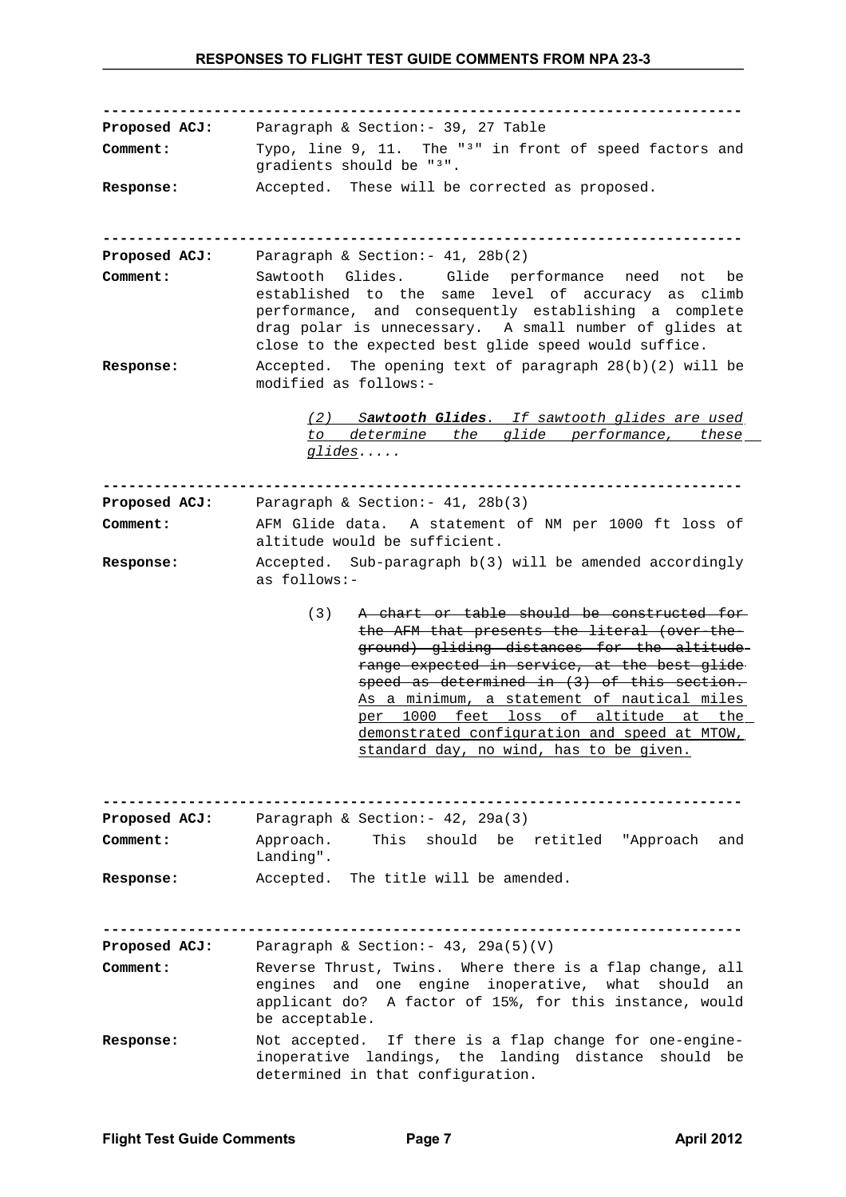---

**Proposed ACJ:** Paragraph & Section:- 39, 27 Table

**Comment:** Typo, line 9, 11. The "³" in front of speed factors and gradients should be "³".

**Response:** Accepted. These will be corrected as proposed.

---

**Proposed ACJ:** Paragraph & Section:- 41, 28b(2)

**Comment:** Sawtooth Glides. Glide performance need not be established to the same level of accuracy as climb performance, and consequently establishing a complete drag polar is unnecessary. A small number of glides at close to the expected best glide speed would suffice.

**Response:** Accepted. The opening text of paragraph 28(b)(2) will be modified as follows:-

> <u>*(2) **Sawtooth Glides**. If sawtooth glides are used to determine the glide performance, these glides.....*</u>

---

**Proposed ACJ:** Paragraph & Section:- 41, 28b(3)

**Comment:** AFM Glide data. A statement of NM per 1000 ft loss of altitude would be sufficient.

**Response:** Accepted. Sub-paragraph b(3) will be amended accordingly as follows:-

> (3) ~~A chart or table should be constructed for the AFM that presents the literal (over-the-ground) gliding distances for the altitude range expected in service, at the best glide speed as determined in (3) of this section.~~ <u>As a minimum, a statement of nautical miles per 1000 feet loss of altitude at the demonstrated configuration and speed at MTOW, standard day, no wind, has to be given.</u>

---

**Proposed ACJ:** Paragraph & Section:- 42, 29a(3)

**Comment:** Approach. This should be retitled "Approach and Landing".

**Response:** Accepted. The title will be amended.

---

**Proposed ACJ:** Paragraph & Section:- 43, 29a(5)(V)

**Comment:** Reverse Thrust, Twins. Where there is a flap change, all engines and one engine inoperative, what should an applicant do? A factor of 15%, for this instance, would be acceptable.

**Response:** Not accepted. If there is a flap change for one-engine-inoperative landings, the landing distance should be determined in that configuration.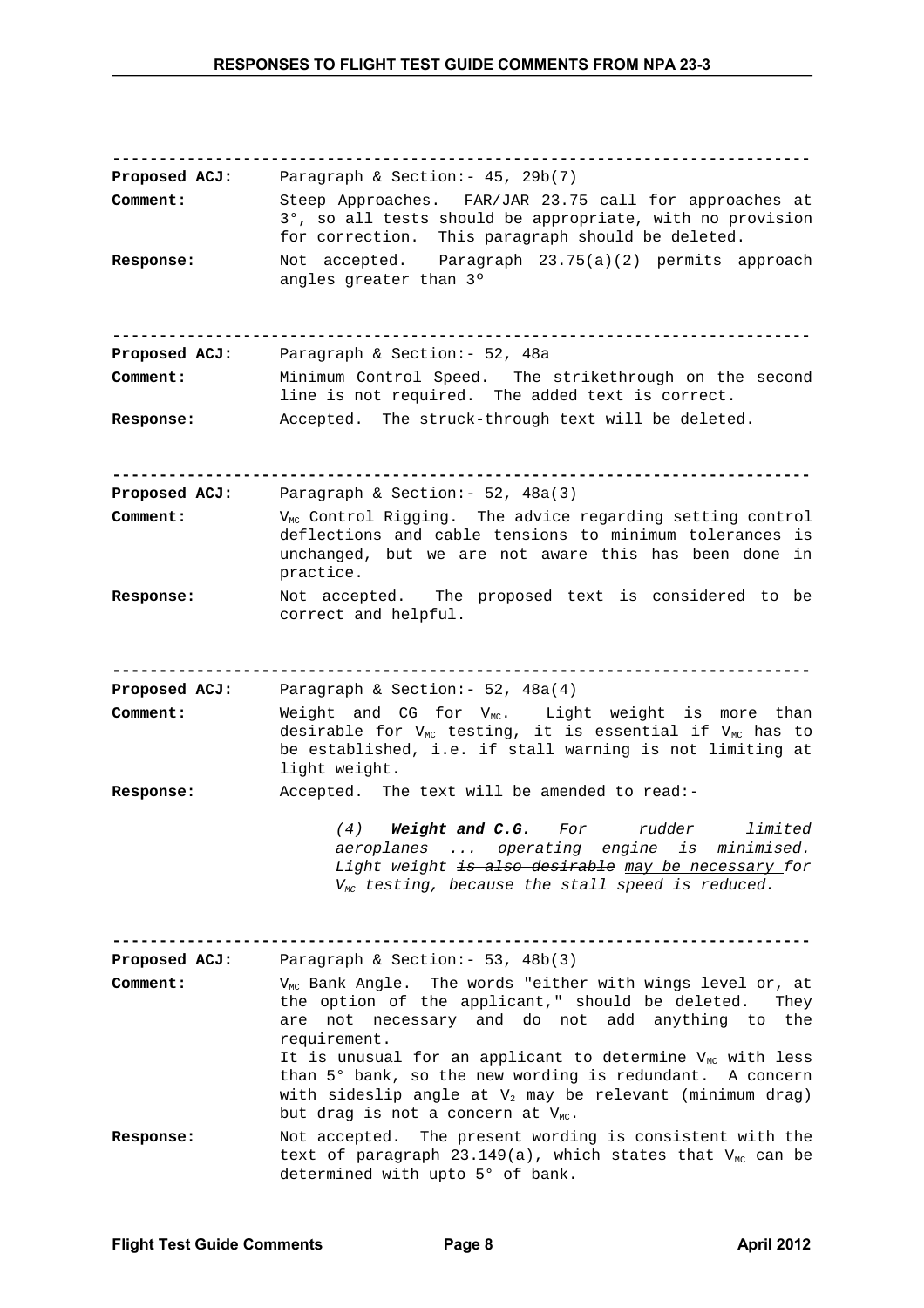---

**Proposed ACJ:** Paragraph & Section:- 45, 29b(7)

**Comment:** Steep Approaches. FAR/JAR 23.75 call for approaches at 3°, so all tests should be appropriate, with no provision for correction. This paragraph should be deleted.

**Response:** Not accepted. Paragraph 23.75(a)(2) permits approach angles greater than 3º

---

**Proposed ACJ:** Paragraph & Section:- 52, 48a

**Comment:** Minimum Control Speed. The strikethrough on the second line is not required. The added text is correct.

**Response:** Accepted. The struck-through text will be deleted.

---

**Proposed ACJ:** Paragraph & Section:- 52, 48a(3)

**Comment:** $V_{MC}$ Control Rigging. The advice regarding setting control deflections and cable tensions to minimum tolerances is unchanged, but we are not aware this has been done in practice.

**Response:** Not accepted. The proposed text is considered to be correct and helpful.

---

**Proposed ACJ:** Paragraph & Section:- 52, 48a(4)

**Comment:** Weight and CG for $V_{MC}$. Light weight is more than desirable for $V_{MC}$ testing, it is essential if $V_{MC}$ has to be established, i.e. if stall warning is not limiting at light weight.

**Response:** Accepted. The text will be amended to read:-

> *(4) **Weight and C.G.** For rudder limited aeroplanes ... operating engine is minimised. Light weight ~~is also desirable~~ <u>may be necessary</u> for $V_{MC}$ testing, because the stall speed is reduced.*

---

**Proposed ACJ:** Paragraph & Section:- 53, 48b(3)

**Comment:** $V_{MC}$ Bank Angle. The words "either with wings level or, at the option of the applicant," should be deleted. They are not necessary and do not add anything to the requirement.
It is unusual for an applicant to determine $V_{MC}$ with less than 5° bank, so the new wording is redundant. A concern with sideslip angle at $V_2$ may be relevant (minimum drag) but drag is not a concern at $V_{MC}$.

**Response:** Not accepted. The present wording is consistent with the text of paragraph 23.149(a), which states that $V_{MC}$ can be determined with upto 5° of bank.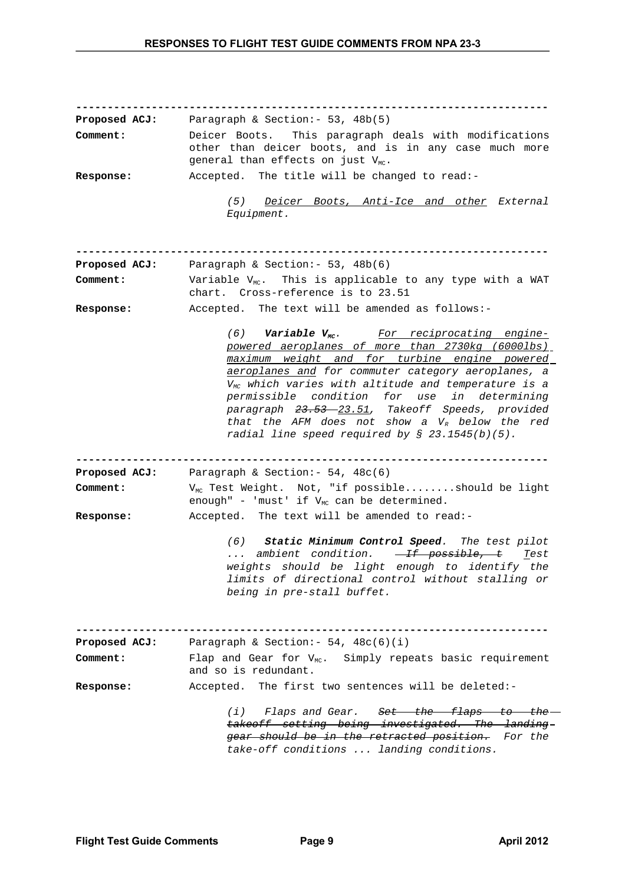---

**Proposed ACJ:** Paragraph & Section:- 53, 48b(5)

**Comment:** Deicer Boots. This paragraph deals with modifications other than deicer boots, and is in any case much more general than effects on just $V_{MC}$.

**Response:** Accepted. The title will be changed to read:-

> *(5) <u>Deicer Boots, Anti-Ice and other</u> External Equipment.*

---

**Proposed ACJ:** Paragraph & Section:- 53, 48b(6)

**Comment:** Variable $V_{MC}$. This is applicable to any type with a WAT chart. Cross-reference is to 23.51

**Response:** Accepted. The text will be amended as follows:-

> *(6) **Variable $V_{MC}$**. <u>For reciprocating engine-powered aeroplanes of more than 2730kg (6000lbs) maximum weight and for turbine engine powered aeroplanes and</u> for commuter category aeroplanes, a $V_{MC}$ which varies with altitude and temperature is a permissible condition for use in determining paragraph ~~23.53~~ <u>23.51</u>, Takeoff Speeds, provided that the AFM does not show a $V_R$ below the red radial line speed required by § 23.1545(b)(5).*

---

**Proposed ACJ:** Paragraph & Section:- 54, 48c(6)

**Comment:** $V_{MC}$ Test Weight. Not, "if possible........should be light enough" - 'must' if $V_{MC}$ can be determined.

**Response:** Accepted. The text will be amended to read:-

> *(6) **Static Minimum Control Speed**. The test pilot ... ambient condition. ~~If possible, t~~ <u>T</u>est weights should be light enough to identify the limits of directional control without stalling or being in pre-stall buffet.*

---

**Proposed ACJ:** Paragraph & Section:- 54, 48c(6)(i)

**Comment:** Flap and Gear for $V_{MC}$. Simply repeats basic requirement and so is redundant.

**Response:** Accepted. The first two sentences will be deleted:-

> *(i) Flaps and Gear. ~~Set the flaps to the takeoff setting being investigated. The landing gear should be in the retracted position.~~ For the take-off conditions ... landing conditions.*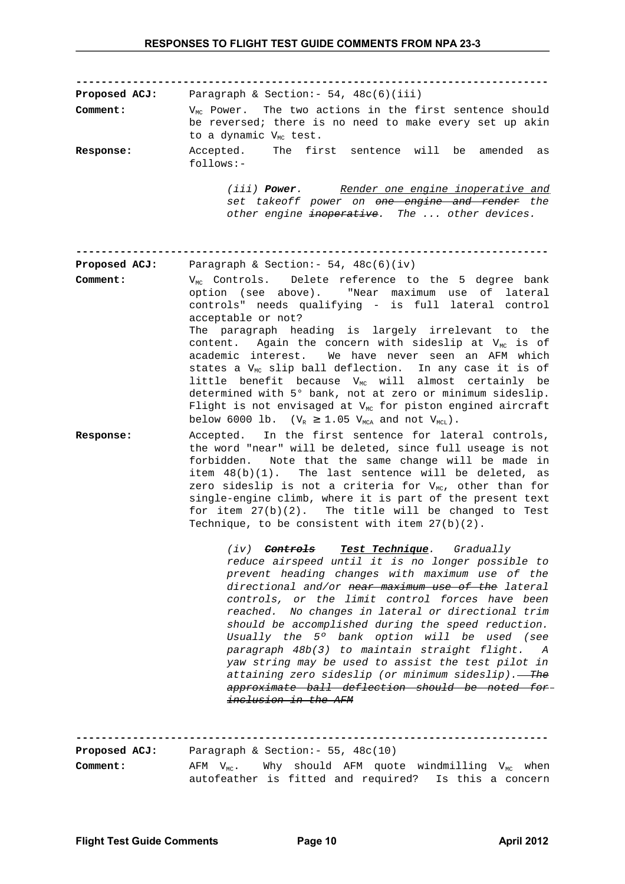---

**Proposed ACJ:** Paragraph & Section:- 54, 48c(6)(iii)

**Comment:** $V_{MC}$ Power. The two actions in the first sentence should be reversed; there is no need to make every set up akin to a dynamic $V_{MC}$ test.

**Response:** Accepted. The first sentence will be amended as follows:-

> *(iii)* ***Power****. <u>Render one engine inoperative and</u> set takeoff power on ~~one engine and render~~ the other engine ~~inoperative~~. The ... other devices.*

---

**Proposed ACJ:** Paragraph & Section:- 54, 48c(6)(iv)

**Comment:** $V_{MC}$ Controls. Delete reference to the 5 degree bank option (see above). "Near maximum use of lateral controls" needs qualifying - is full lateral control acceptable or not?
The paragraph heading is largely irrelevant to the content. Again the concern with sideslip at $V_{MC}$ is of academic interest. We have never seen an AFM which states a $V_{MC}$ slip ball deflection. In any case it is of little benefit because $V_{MC}$ will almost certainly be determined with 5° bank, not at zero or minimum sideslip. Flight is not envisaged at $V_{MC}$ for piston engined aircraft below 6000 lb. ($V_R \geq 1.05\ V_{MCA}$ and not $V_{MCL}$).

**Response:** Accepted. In the first sentence for lateral controls, the word "near" will be deleted, since full useage is not forbidden. Note that the same change will be made in item 48(b)(1). The last sentence will be deleted, as zero sideslip is not a criteria for $V_{MC}$, other than for single-engine climb, where it is part of the present text for item 27(b)(2). The title will be changed to Test Technique, to be consistent with item 27(b)(2).

> *(iv)* ***~~Controls~~*** ***<u>Test Technique</u>****. Gradually reduce airspeed until it is no longer possible to prevent heading changes with maximum use of the directional and/or ~~near maximum use of the~~ lateral controls, or the limit control forces have been reached. No changes in lateral or directional trim should be accomplished during the speed reduction. Usually the 5º bank option will be used (see paragraph 48b(3) to maintain straight flight. A yaw string may be used to assist the test pilot in attaining zero sideslip (or minimum sideslip). ~~The approximate ball deflection should be noted for inclusion in the AFM~~*

---

**Proposed ACJ:** Paragraph & Section:- 55, 48c(10)

**Comment:** AFM $V_{MC}$. Why should AFM quote windmilling $V_{MC}$ when autofeather is fitted and required? Is this a concern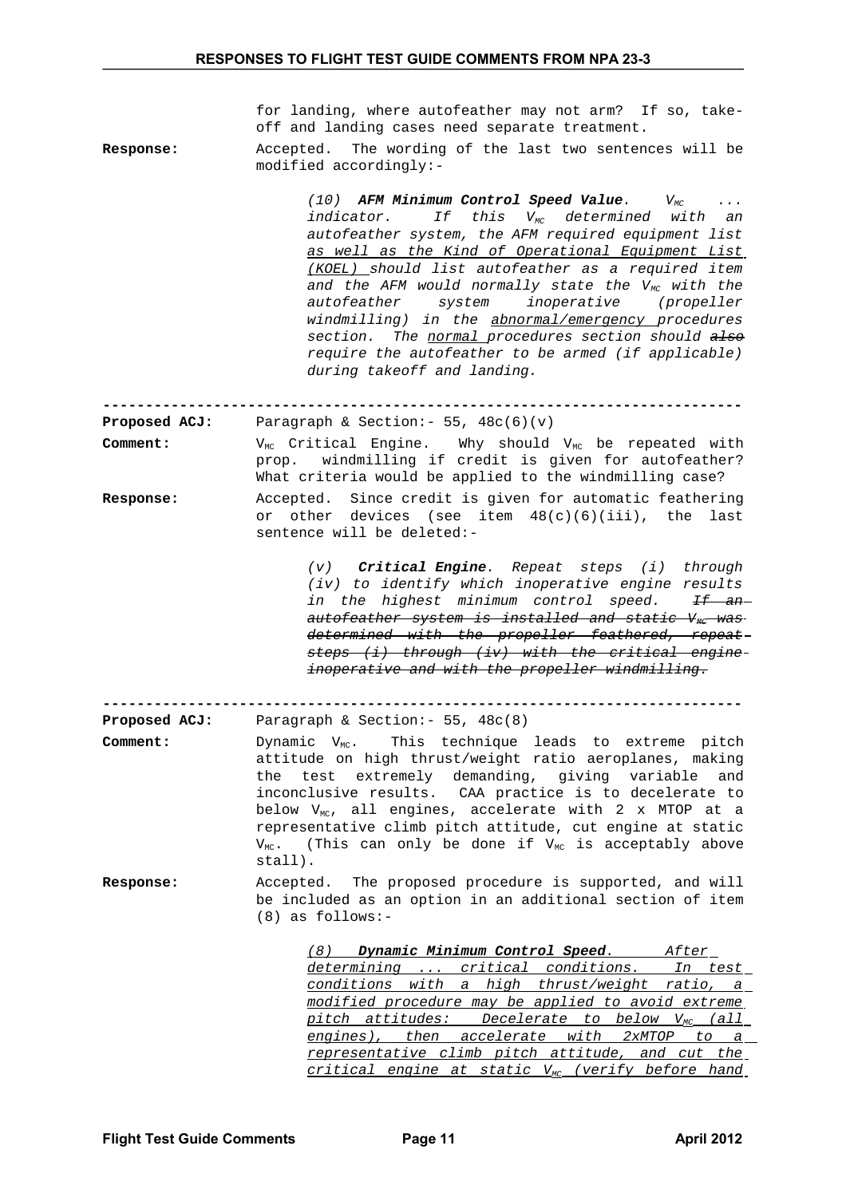for landing, where autofeather may not arm? If so, take-off and landing cases need separate treatment.

**Response:** Accepted. The wording of the last two sentences will be modified accordingly:-

> *(10) **AFM Minimum Control Speed Value**. $V_{MC}$ ... indicator. If this $V_{MC}$ determined with an autofeather system, the AFM required equipment list <u>as well as the Kind of Operational Equipment List (KOEL)</u> should list autofeather as a required item and the AFM would normally state the $V_{MC}$ with the autofeather system inoperative (propeller windmilling) in the <u>abnormal/emergency</u> procedures section. The <u>normal</u> procedures section should ~~also~~ require the autofeather to be armed (if applicable) during takeoff and landing.*

---

**Proposed ACJ:** Paragraph & Section:- 55, 48c(6)(v)

**Comment:** $V_{MC}$ Critical Engine. Why should $V_{MC}$ be repeated with prop. windmilling if credit is given for autofeather? What criteria would be applied to the windmilling case?

**Response:** Accepted. Since credit is given for automatic feathering or other devices (see item 48(c)(6)(iii), the last sentence will be deleted:-

> *(v) **Critical Engine**. Repeat steps (i) through (iv) to identify which inoperative engine results in the highest minimum control speed. ~~If an autofeather system is installed and static $V_{MC}$ was determined with the propeller feathered, repeat steps (i) through (iv) with the critical engine inoperative and with the propeller windmilling.~~*

---

**Proposed ACJ:** Paragraph & Section:- 55, 48c(8)

**Comment:** Dynamic $V_{MC}$. This technique leads to extreme pitch attitude on high thrust/weight ratio aeroplanes, making the test extremely demanding, giving variable and inconclusive results. CAA practice is to decelerate to below $V_{MC}$, all engines, accelerate with 2 x MTOP at a representative climb pitch attitude, cut engine at static $V_{MC}$. (This can only be done if $V_{MC}$ is acceptably above stall).

**Response:** Accepted. The proposed procedure is supported, and will be included as an option in an additional section of item (8) as follows:-

> <u>*(8) **Dynamic Minimum Control Speed**. After determining ... critical conditions. In test conditions with a high thrust/weight ratio, a modified procedure may be applied to avoid extreme pitch attitudes: Decelerate to below $V_{MC}$ (all engines), then accelerate with 2xMTOP to a representative climb pitch attitude, and cut the critical engine at static $V_{MC}$ (verify before hand*</u>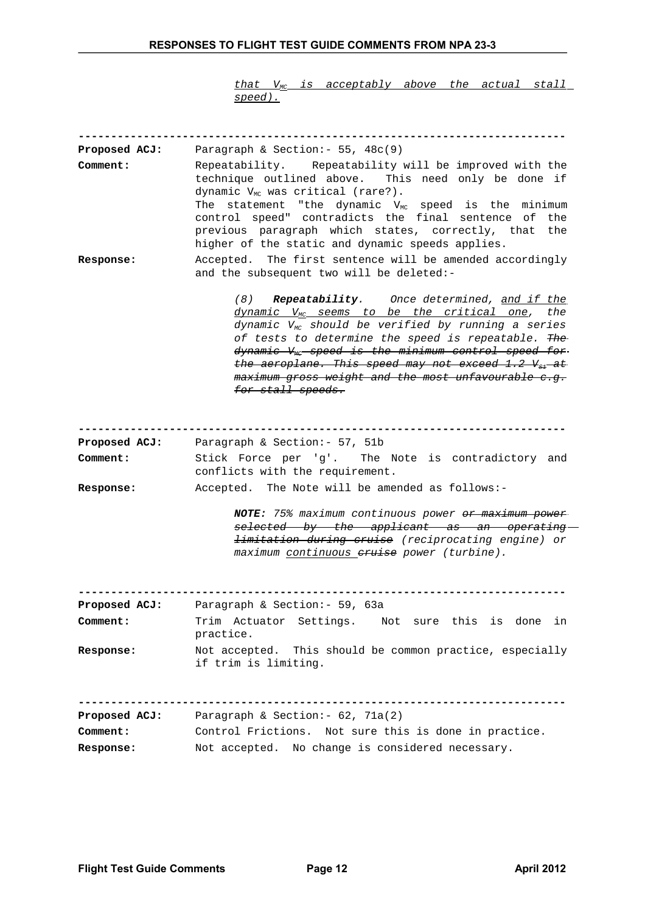*<u>that $V_{MC}$ is acceptably above the actual stall speed).</u>*

---

**Proposed ACJ:** Paragraph & Section:- 55, 48c(9)

**Comment:** Repeatability. Repeatability will be improved with the technique outlined above. This need only be done if dynamic $V_{MC}$ was critical (rare?).
The statement "the dynamic $V_{MC}$ speed is the minimum control speed" contradicts the final sentence of the previous paragraph which states, correctly, that the higher of the static and dynamic speeds applies.

**Response:** Accepted. The first sentence will be amended accordingly and the subsequent two will be deleted:-

> *(8) **Repeatability**. Once determined, <u>and if the dynamic $V_{MC}$ seems to be the critical one</u>, the dynamic $V_{MC}$ should be verified by running a series of tests to determine the speed is repeatable. ~~The dynamic $V_{MC}$ speed is the minimum control speed for the aeroplane. This speed may not exceed 1.2 $V_{s1}$ at maximum gross weight and the most unfavourable c.g. for stall speeds.~~*

---

**Proposed ACJ:** Paragraph & Section:- 57, 51b

**Comment:** Stick Force per 'g'. The Note is contradictory and conflicts with the requirement.

**Response:** Accepted. The Note will be amended as follows:-

> ***NOTE:*** *75% maximum continuous power ~~or maximum power selected by the applicant as an operating limitation during cruise~~ (reciprocating engine) or maximum <u>continuous</u> ~~cruise~~ power (turbine).*

---

**Proposed ACJ:** Paragraph & Section:- 59, 63a

**Comment:** Trim Actuator Settings. Not sure this is done in practice.

**Response:** Not accepted. This should be common practice, especially if trim is limiting.

---

**Proposed ACJ:** Paragraph & Section:- 62, 71a(2)

**Comment:** Control Frictions. Not sure this is done in practice.

**Response:** Not accepted. No change is considered necessary.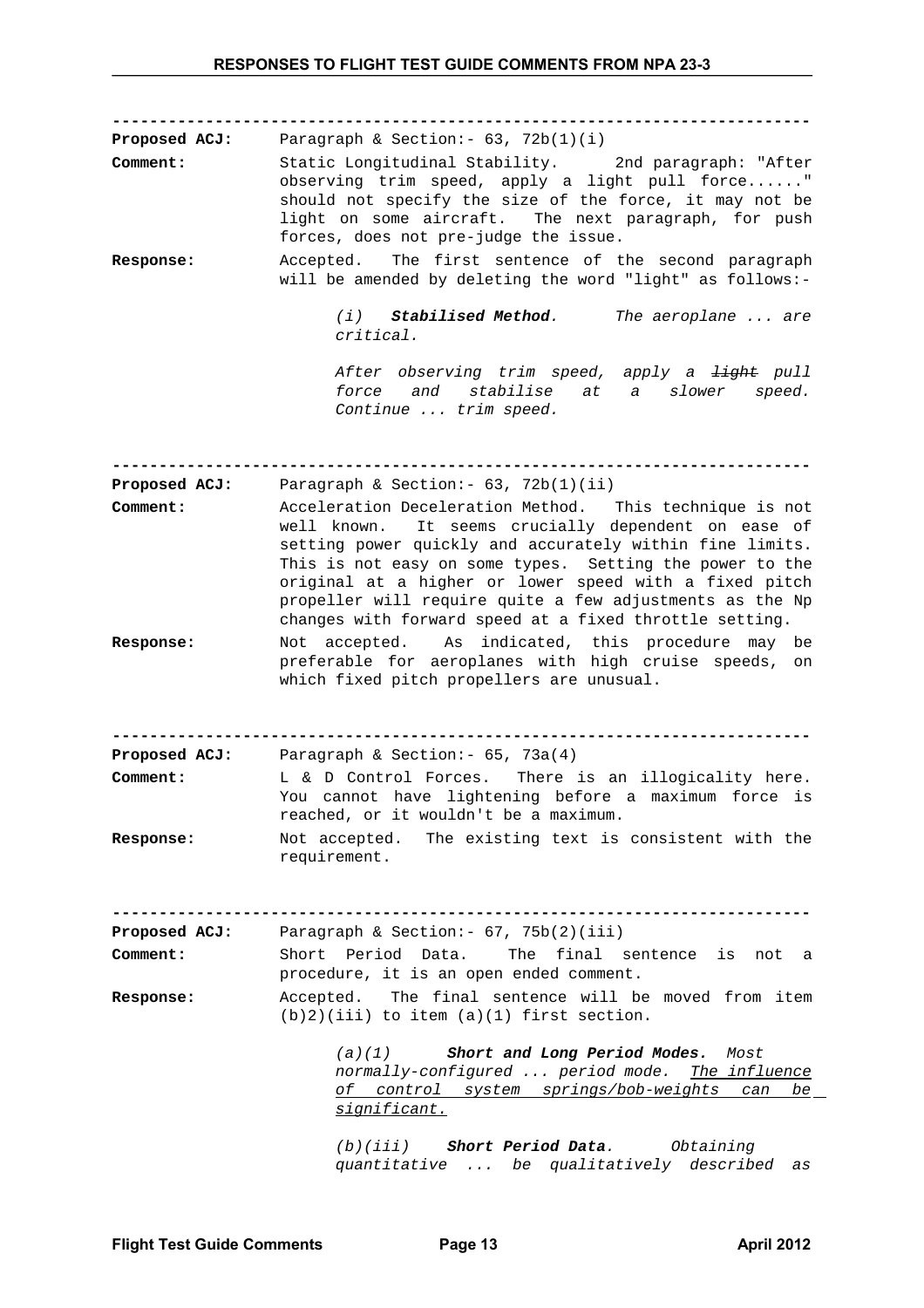---

**Proposed ACJ:** Paragraph & Section:- 63, 72b(1)(i)

**Comment:** Static Longitudinal Stability. 2nd paragraph: "After observing trim speed, apply a light pull force......" should not specify the size of the force, it may not be light on some aircraft. The next paragraph, for push forces, does not pre-judge the issue.

**Response:** Accepted. The first sentence of the second paragraph will be amended by deleting the word "light" as follows:-

> *(i)* ***Stabilised Method****. The aeroplane ... are critical.*
>
> *After observing trim speed, apply a ~~light~~ pull force and stabilise at a slower speed. Continue ... trim speed.*

---

**Proposed ACJ:** Paragraph & Section:- 63, 72b(1)(ii)

**Comment:** Acceleration Deceleration Method. This technique is not well known. It seems crucially dependent on ease of setting power quickly and accurately within fine limits. This is not easy on some types. Setting the power to the original at a higher or lower speed with a fixed pitch propeller will require quite a few adjustments as the Np changes with forward speed at a fixed throttle setting.

**Response:** Not accepted. As indicated, this procedure may be preferable for aeroplanes with high cruise speeds, on which fixed pitch propellers are unusual.

---

**Proposed ACJ:** Paragraph & Section:- 65, 73a(4)

**Comment:** L & D Control Forces. There is an illogicality here. You cannot have lightening before a maximum force is reached, or it wouldn't be a maximum.

**Response:** Not accepted. The existing text is consistent with the requirement.

---

**Proposed ACJ:** Paragraph & Section:- 67, 75b(2)(iii)

**Comment:** Short Period Data. The final sentence is not a procedure, it is an open ended comment.

**Response:** Accepted. The final sentence will be moved from item (b)2)(iii) to item (a)(1) first section.

> *(a)(1)* ***Short and Long Period Modes.*** *Most normally-configured ... period mode.* <u>*The influence of control system springs/bob-weights can be significant.*</u>
>
> *(b)(iii)* ***Short Period Data****. Obtaining quantitative ... be qualitatively described as*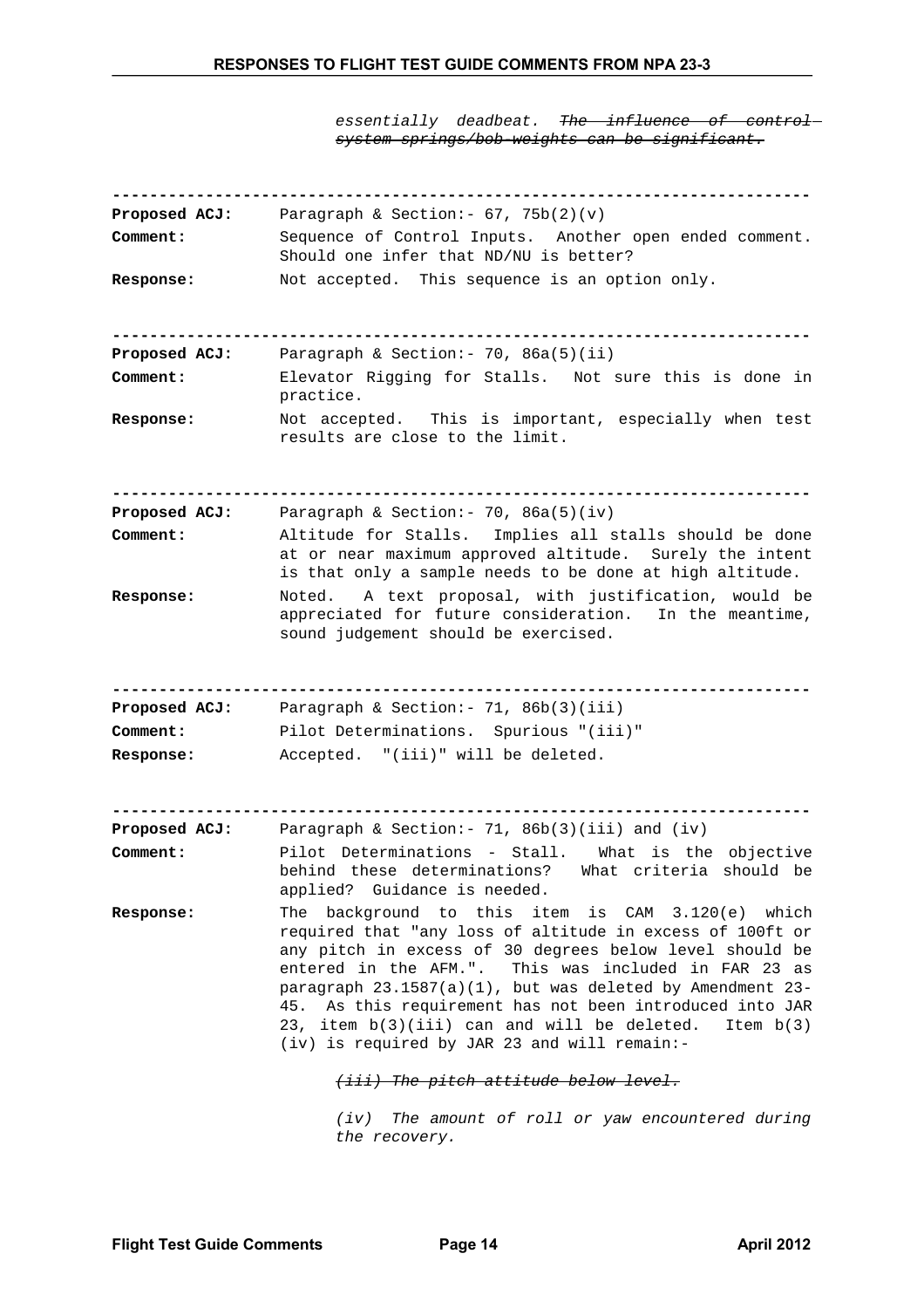*essentially deadbeat. ~~The influence of control system springs/bob-weights can be significant.~~*

---

**Proposed ACJ:** Paragraph & Section:- 67, 75b(2)(v)

**Comment:** Sequence of Control Inputs. Another open ended comment. Should one infer that ND/NU is better?

**Response:** Not accepted. This sequence is an option only.

---

**Proposed ACJ:** Paragraph & Section:- 70, 86a(5)(ii)

**Comment:** Elevator Rigging for Stalls. Not sure this is done in practice.

**Response:** Not accepted. This is important, especially when test results are close to the limit.

---

**Proposed ACJ:** Paragraph & Section:- 70, 86a(5)(iv)

**Comment:** Altitude for Stalls. Implies all stalls should be done at or near maximum approved altitude. Surely the intent is that only a sample needs to be done at high altitude.

**Response:** Noted. A text proposal, with justification, would be appreciated for future consideration. In the meantime, sound judgement should be exercised.

---

**Proposed ACJ:** Paragraph & Section:- 71, 86b(3)(iii)

**Comment:** Pilot Determinations. Spurious "(iii)"

**Response:** Accepted. "(iii)" will be deleted.

---

**Proposed ACJ:** Paragraph & Section:- 71, 86b(3)(iii) and (iv)

**Comment:** Pilot Determinations - Stall. What is the objective behind these determinations? What criteria should be applied? Guidance is needed.

**Response:** The background to this item is CAM 3.120(e) which required that "any loss of altitude in excess of 100ft or any pitch in excess of 30 degrees below level should be entered in the AFM.". This was included in FAR 23 as paragraph 23.1587(a)(1), but was deleted by Amendment 23-45. As this requirement has not been introduced into JAR 23, item b(3)(iii) can and will be deleted. Item b(3)(iv) is required by JAR 23 and will remain:-

> *~~(iii) The pitch attitude below level.~~*
>
> *(iv) The amount of roll or yaw encountered during the recovery.*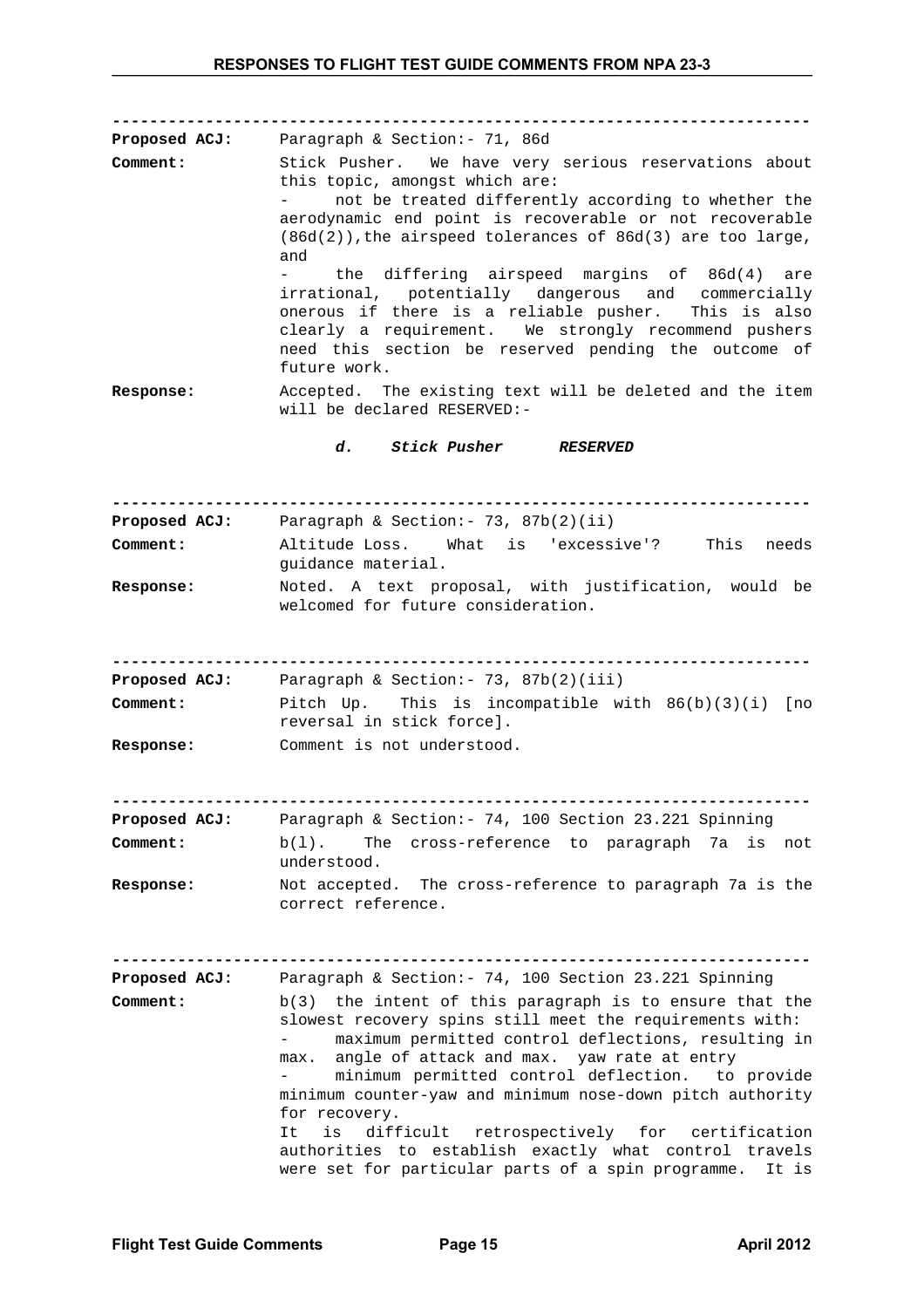---

**Proposed ACJ:** Paragraph & Section:- 71, 86d

**Comment:** Stick Pusher. We have very serious reservations about this topic, amongst which are:

- not be treated differently according to whether the aerodynamic end point is recoverable or not recoverable (86d(2)),the airspeed tolerances of 86d(3) are too large, and
- the differing airspeed margins of 86d(4) are irrational, potentially dangerous and commercially onerous if there is a reliable pusher. This is also clearly a requirement. We strongly recommend pushers need this section be reserved pending the outcome of future work.

**Response:** Accepted. The existing text will be deleted and the item will be declared RESERVED:-

***d. Stick Pusher RESERVED***

---

**Proposed ACJ:** Paragraph & Section:- 73, 87b(2)(ii)

**Comment:** Altitude Loss. What is 'excessive'? This needs guidance material.

**Response:** Noted. A text proposal, with justification, would be welcomed for future consideration.

---

**Proposed ACJ:** Paragraph & Section:- 73, 87b(2)(iii)

**Comment:** Pitch Up. This is incompatible with 86(b)(3)(i) [no reversal in stick force].

**Response:** Comment is not understood.

---

**Proposed ACJ:** Paragraph & Section:- 74, 100 Section 23.221 Spinning

**Comment:** b(l). The cross-reference to paragraph 7a is not understood.

**Response:** Not accepted. The cross-reference to paragraph 7a is the correct reference.

---

**Proposed ACJ:** Paragraph & Section:- 74, 100 Section 23.221 Spinning

**Comment:** b(3) the intent of this paragraph is to ensure that the slowest recovery spins still meet the requirements with:

- maximum permitted control deflections, resulting in max. angle of attack and max. yaw rate at entry
- minimum permitted control deflection. to provide minimum counter-yaw and minimum nose-down pitch authority for recovery.

It is difficult retrospectively for certification authorities to establish exactly what control travels were set for particular parts of a spin programme. It is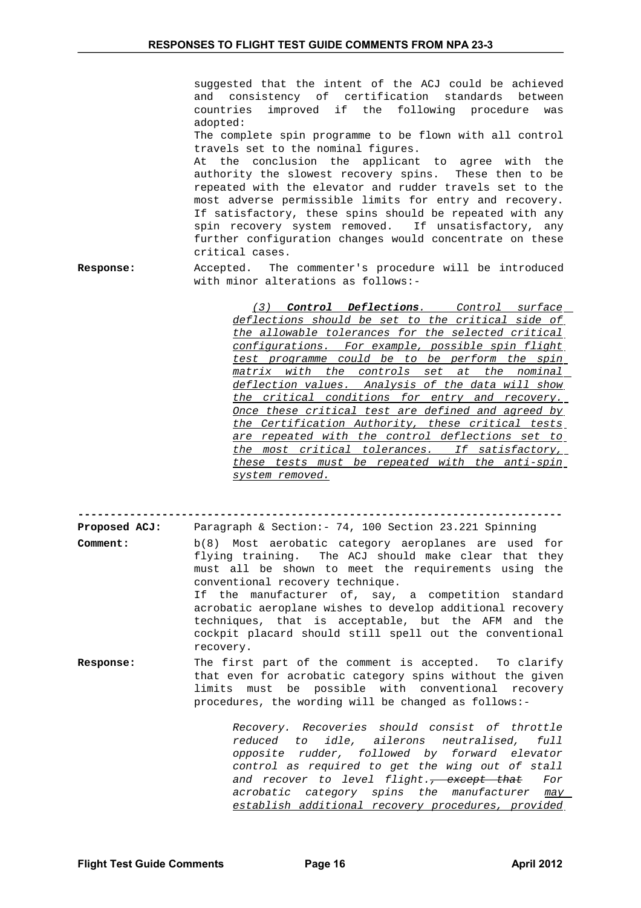suggested that the intent of the ACJ could be achieved and consistency of certification standards between countries improved if the following procedure was adopted:

The complete spin programme to be flown with all control travels set to the nominal figures.

At the conclusion the applicant to agree with the authority the slowest recovery spins. These then to be repeated with the elevator and rudder travels set to the most adverse permissible limits for entry and recovery. If satisfactory, these spins should be repeated with any spin recovery system removed. If unsatisfactory, any further configuration changes would concentrate on these critical cases.

**Response:** Accepted. The commenter's procedure will be introduced with minor alterations as follows:-

> <u>*(3) **Control Deflections**. Control surface deflections should be set to the critical side of the allowable tolerances for the selected critical configurations. For example, possible spin flight test programme could be to be perform the spin matrix with the controls set at the nominal deflection values. Analysis of the data will show the critical conditions for entry and recovery. Once these critical test are defined and agreed by the Certification Authority, these critical tests are repeated with the control deflections set to the most critical tolerances. If satisfactory, these tests must be repeated with the anti-spin system removed.*</u>

---

**Proposed ACJ:** Paragraph & Section:- 74, 100 Section 23.221 Spinning

**Comment:** b(8) Most aerobatic category aeroplanes are used for flying training. The ACJ should make clear that they must all be shown to meet the requirements using the conventional recovery technique.

If the manufacturer of, say, a competition standard acrobatic aeroplane wishes to develop additional recovery techniques, that is acceptable, but the AFM and the cockpit placard should still spell out the conventional recovery.

**Response:** The first part of the comment is accepted. To clarify that even for acrobatic category spins without the given limits must be possible with conventional recovery procedures, the wording will be changed as follows:-

> *Recovery. Recoveries should consist of throttle reduced to idle, ailerons neutralised, full opposite rudder, followed by forward elevator control as required to get the wing out of stall and recover to level flight.~~, except that~~ For acrobatic category spins the manufacturer <u>may establish additional recovery procedures, provided</u>*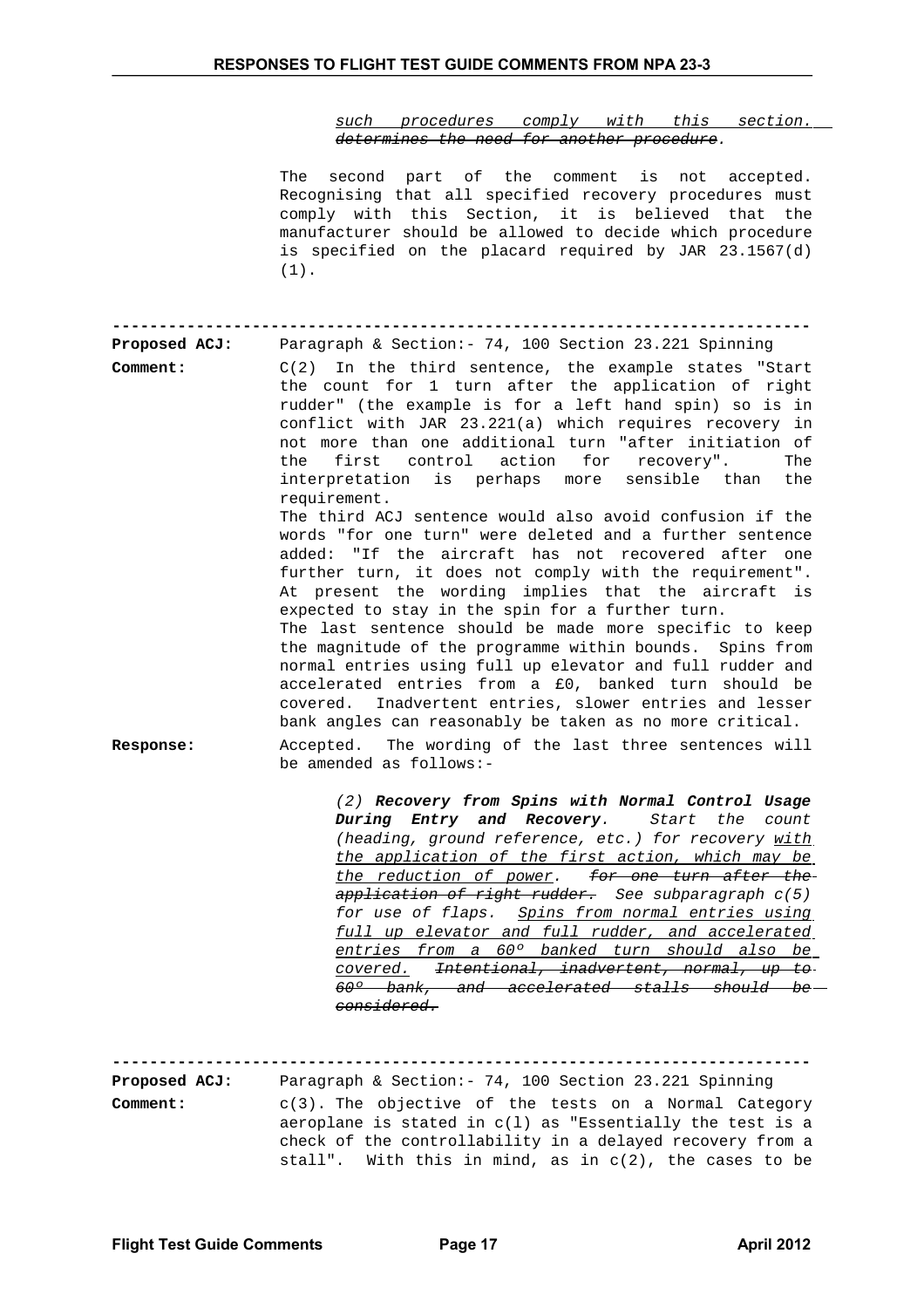*<u>such procedures comply with this section.</u> ~~determines the need for another procedure~~.*

The second part of the comment is not accepted. Recognising that all specified recovery procedures must comply with this Section, it is believed that the manufacturer should be allowed to decide which procedure is specified on the placard required by JAR 23.1567(d)(1).

---

**Proposed ACJ:** Paragraph & Section:- 74, 100 Section 23.221 Spinning

**Comment:** C(2) In the third sentence, the example states "Start the count for 1 turn after the application of right rudder" (the example is for a left hand spin) so is in conflict with JAR 23.221(a) which requires recovery in not more than one additional turn "after initiation of the first control action for recovery". The interpretation is perhaps more sensible than the requirement.
The third ACJ sentence would also avoid confusion if the words "for one turn" were deleted and a further sentence added: "If the aircraft has not recovered after one further turn, it does not comply with the requirement". At present the wording implies that the aircraft is expected to stay in the spin for a further turn.
The last sentence should be made more specific to keep the magnitude of the programme within bounds. Spins from normal entries using full up elevator and full rudder and accelerated entries from a £0, banked turn should be covered. Inadvertent entries, slower entries and lesser bank angles can reasonably be taken as no more critical.

**Response:** Accepted. The wording of the last three sentences will be amended as follows:-

> *(2) **Recovery from Spins with Normal Control Usage During Entry and Recovery**. Start the count (heading, ground reference, etc.) for recovery <u>with the application of the first action, which may be the reduction of power</u>. ~~for one turn after the application of right rudder.~~ See subparagraph c(5) for use of flaps. <u>Spins from normal entries using full up elevator and full rudder, and accelerated entries from a 60º banked turn should also be covered.</u> ~~Intentional, inadvertent, normal, up to 60º bank, and accelerated stalls should be considered.~~*

---

**Proposed ACJ:** Paragraph & Section:- 74, 100 Section 23.221 Spinning

**Comment:** c(3). The objective of the tests on a Normal Category aeroplane is stated in c(l) as "Essentially the test is a check of the controllability in a delayed recovery from a stall". With this in mind, as in c(2), the cases to be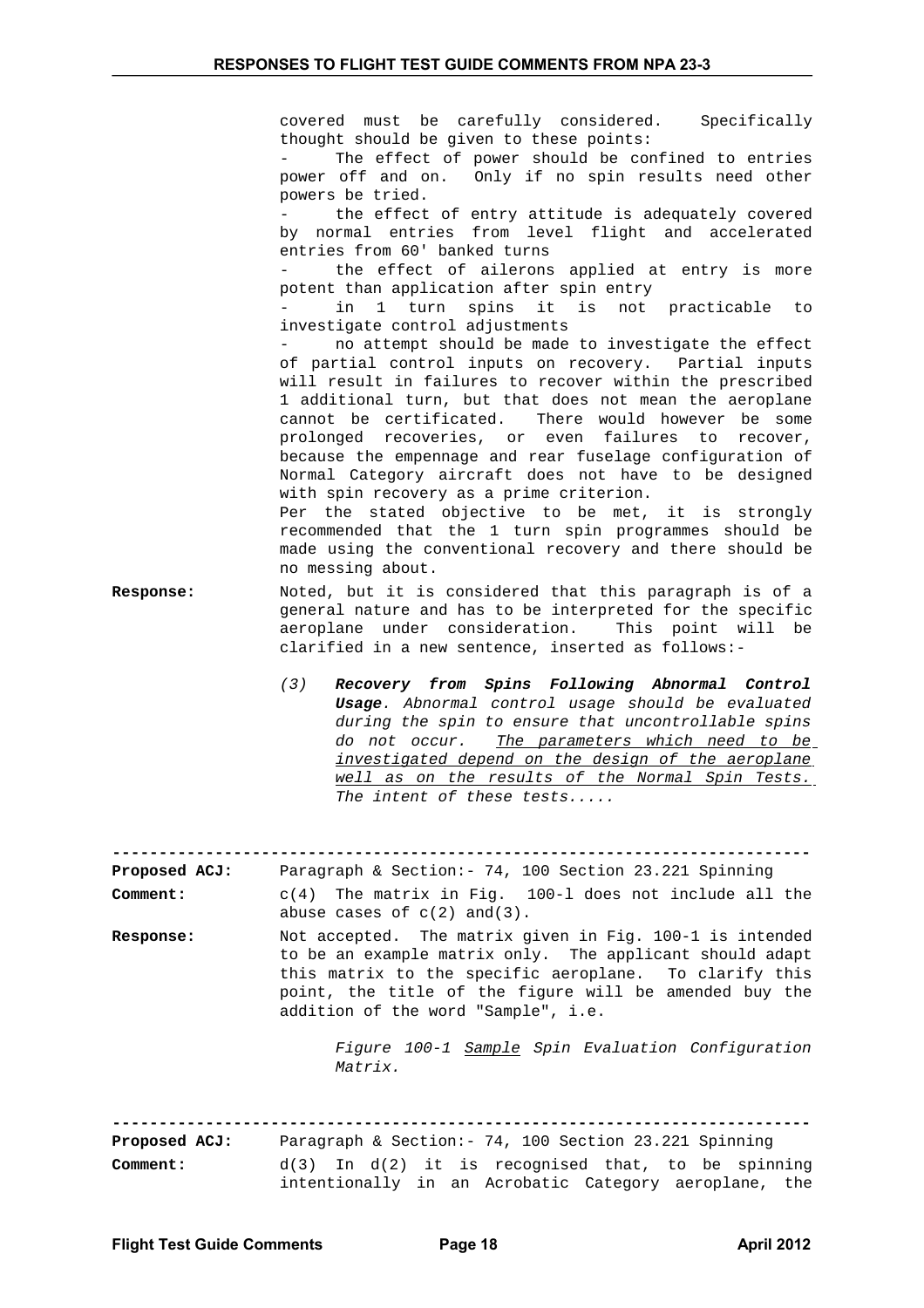covered must be carefully considered. Specifically thought should be given to these points:

- The effect of power should be confined to entries power off and on. Only if no spin results need other powers be tried.
- the effect of entry attitude is adequately covered by normal entries from level flight and accelerated entries from 60' banked turns
- the effect of ailerons applied at entry is more potent than application after spin entry
- in 1 turn spins it is not practicable to investigate control adjustments
- no attempt should be made to investigate the effect of partial control inputs on recovery. Partial inputs will result in failures to recover within the prescribed 1 additional turn, but that does not mean the aeroplane cannot be certificated. There would however be some prolonged recoveries, or even failures to recover, because the empennage and rear fuselage configuration of Normal Category aircraft does not have to be designed with spin recovery as a prime criterion.

Per the stated objective to be met, it is strongly recommended that the 1 turn spin programmes should be made using the conventional recovery and there should be no messing about.

**Response:** Noted, but it is considered that this paragraph is of a general nature and has to be interpreted for the specific aeroplane under consideration. This point will be clarified in a new sentence, inserted as follows:-

> *(3) **Recovery from Spins Following Abnormal Control Usage**. Abnormal control usage should be evaluated during the spin to ensure that uncontrollable spins do not occur. <u>The parameters which need to be investigated depend on the design of the aeroplane well as on the results of the Normal Spin Tests.</u> The intent of these tests.....*

---

**Proposed ACJ:** Paragraph & Section:- 74, 100 Section 23.221 Spinning

**Comment:** c(4) The matrix in Fig. 100-l does not include all the abuse cases of c(2) and(3).

**Response:** Not accepted. The matrix given in Fig. 100-1 is intended to be an example matrix only. The applicant should adapt this matrix to the specific aeroplane. To clarify this point, the title of the figure will be amended buy the addition of the word "Sample", i.e.

> *Figure 100-1 <u>Sample</u> Spin Evaluation Configuration Matrix.*

---

**Proposed ACJ:** Paragraph & Section:- 74, 100 Section 23.221 Spinning

**Comment:** d(3) In d(2) it is recognised that, to be spinning intentionally in an Acrobatic Category aeroplane, the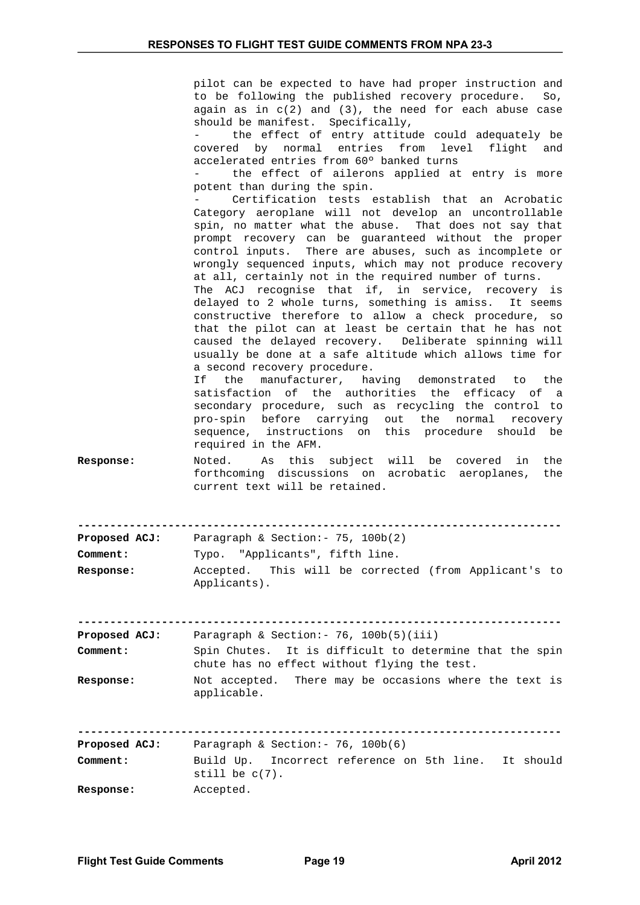pilot can be expected to have had proper instruction and to be following the published recovery procedure. So, again as in c(2) and (3), the need for each abuse case should be manifest. Specifically,

- the effect of entry attitude could adequately be covered by normal entries from level flight and accelerated entries from 60º banked turns
- the effect of ailerons applied at entry is more potent than during the spin.
- Certification tests establish that an Acrobatic Category aeroplane will not develop an uncontrollable spin, no matter what the abuse. That does not say that prompt recovery can be guaranteed without the proper control inputs. There are abuses, such as incomplete or wrongly sequenced inputs, which may not produce recovery at all, certainly not in the required number of turns.

The ACJ recognise that if, in service, recovery is delayed to 2 whole turns, something is amiss. It seems constructive therefore to allow a check procedure, so that the pilot can at least be certain that he has not caused the delayed recovery. Deliberate spinning will usually be done at a safe altitude which allows time for a second recovery procedure.

If the manufacturer, having demonstrated to the satisfaction of the authorities the efficacy of a secondary procedure, such as recycling the control to pro-spin before carrying out the normal recovery sequence, instructions on this procedure should be required in the AFM.

**Response:** Noted. As this subject will be covered in the forthcoming discussions on acrobatic aeroplanes, the current text will be retained.

---

**Proposed ACJ:** Paragraph & Section:- 75, 100b(2)

**Comment:** Typo. "Applicants", fifth line.

**Response:** Accepted. This will be corrected (from Applicant's to Applicants).

---

**Proposed ACJ:** Paragraph & Section:- 76, 100b(5)(iii)

**Comment:** Spin Chutes. It is difficult to determine that the spin chute has no effect without flying the test.

**Response:** Not accepted. There may be occasions where the text is applicable.

---

**Proposed ACJ:** Paragraph & Section:- 76, 100b(6)

**Comment:** Build Up. Incorrect reference on 5th line. It should still be c(7).

**Response:** Accepted.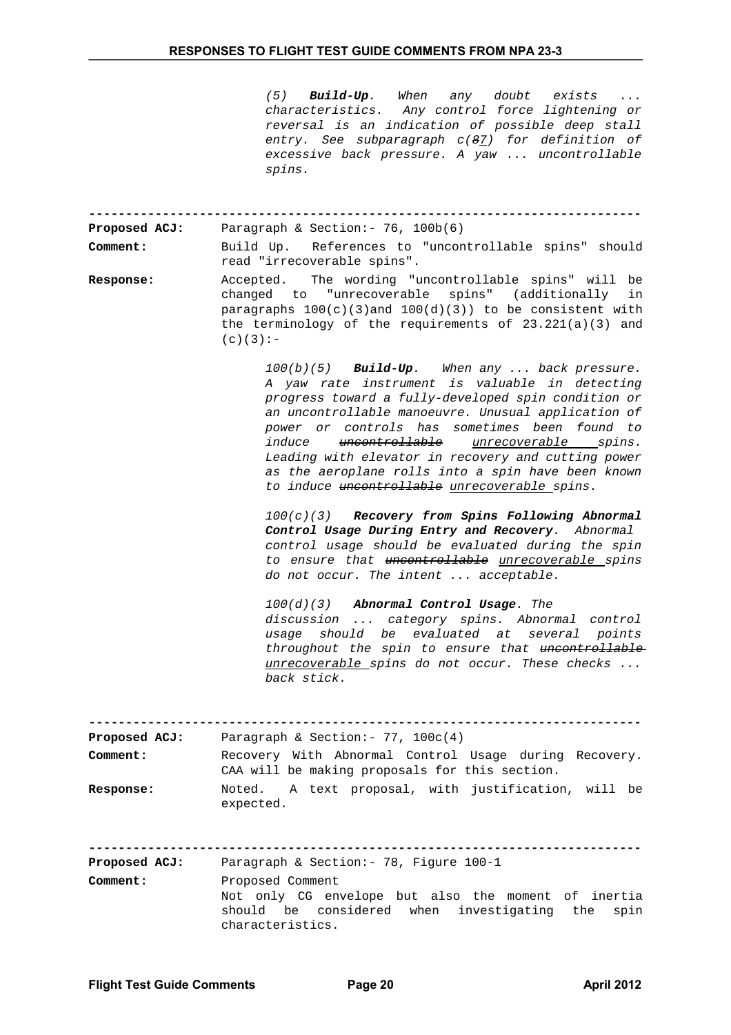*(5) **Build-Up**. When any doubt exists ... characteristics. Any control force lightening or reversal is an indication of possible deep stall entry. See subparagraph c(~~8~~7) for definition of excessive back pressure. A yaw ... uncontrollable spins.*

---

**Proposed ACJ:** Paragraph & Section:- 76, 100b(6)

**Comment:** Build Up. References to "uncontrollable spins" should read "irrecoverable spins".

**Response:** Accepted. The wording "uncontrollable spins" will be changed to "unrecoverable spins" (additionally in paragraphs 100(c)(3)and 100(d)(3)) to be consistent with the terminology of the requirements of 23.221(a)(3) and (c)(3):-

*100(b)(5) **Build-Up**. When any ... back pressure. A yaw rate instrument is valuable in detecting progress toward a fully-developed spin condition or an uncontrollable manoeuvre. Unusual application of power or controls has sometimes been found to induce ~~uncontrollable~~ <u>unrecoverable</u> spins. Leading with elevator in recovery and cutting power as the aeroplane rolls into a spin have been known to induce ~~uncontrollable~~ <u>unrecoverable</u> spins.*

*100(c)(3) **Recovery from Spins Following Abnormal Control Usage During Entry and Recovery**. Abnormal control usage should be evaluated during the spin to ensure that ~~uncontrollable~~ <u>unrecoverable</u> spins do not occur. The intent ... acceptable.*

*100(d)(3) **Abnormal Control Usage**. The discussion ... category spins. Abnormal control usage should be evaluated at several points throughout the spin to ensure that ~~uncontrollable~~ <u>unrecoverable</u> spins do not occur. These checks ... back stick.*

---

**Proposed ACJ:** Paragraph & Section:- 77, 100c(4)

**Comment:** Recovery With Abnormal Control Usage during Recovery. CAA will be making proposals for this section.

**Response:** Noted. A text proposal, with justification, will be expected.

---

**Proposed ACJ:** Paragraph & Section:- 78, Figure 100-1

**Comment:** Proposed Comment
Not only CG envelope but also the moment of inertia should be considered when investigating the spin characteristics.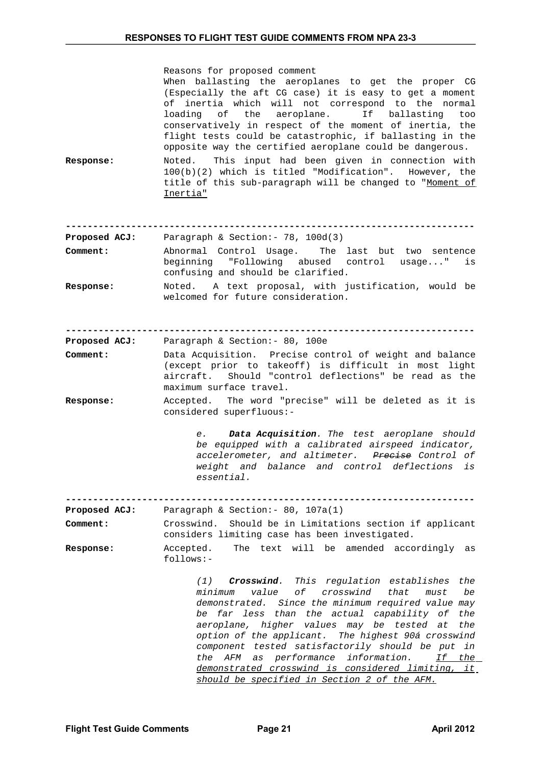Reasons for proposed comment
When ballasting the aeroplanes to get the proper CG (Especially the aft CG case) it is easy to get a moment of inertia which will not correspond to the normal loading of the aeroplane. If ballasting too conservatively in respect of the moment of inertia, the flight tests could be catastrophic, if ballasting in the opposite way the certified aeroplane could be dangerous.

**Response:** Noted. This input had been given in connection with 100(b)(2) which is titled "Modification". However, the title of this sub-paragraph will be changed to "<u>Moment of Inertia</u>"

---

**Proposed ACJ:** Paragraph & Section:- 78, 100d(3)

**Comment:** Abnormal Control Usage. The last but two sentence beginning "Following abused control usage..." is confusing and should be clarified.

**Response:** Noted. A text proposal, with justification, would be welcomed for future consideration.

---

**Proposed ACJ:** Paragraph & Section:- 80, 100e

**Comment:** Data Acquisition. Precise control of weight and balance (except prior to takeoff) is difficult in most light aircraft. Should "control deflections" be read as the maximum surface travel.

**Response:** Accepted. The word "precise" will be deleted as it is considered superfluous:-

> *e. **Data Acquisition**. The test aeroplane should be equipped with a calibrated airspeed indicator, accelerometer, and altimeter. ~~Precise~~ Control of weight and balance and control deflections is essential.*

---

**Proposed ACJ:** Paragraph & Section:- 80, 107a(1)

**Comment:** Crosswind. Should be in Limitations section if applicant considers limiting case has been investigated.

**Response:** Accepted. The text will be amended accordingly as follows:-

> *(1) **Crosswind**. This regulation establishes the minimum value of crosswind that must be demonstrated. Since the minimum required value may be far less than the actual capability of the aeroplane, higher values may be tested at the option of the applicant. The highest 90á crosswind component tested satisfactorily should be put in the AFM as performance information. <u>If the demonstrated crosswind is considered limiting, it should be specified in Section 2 of the AFM.</u>*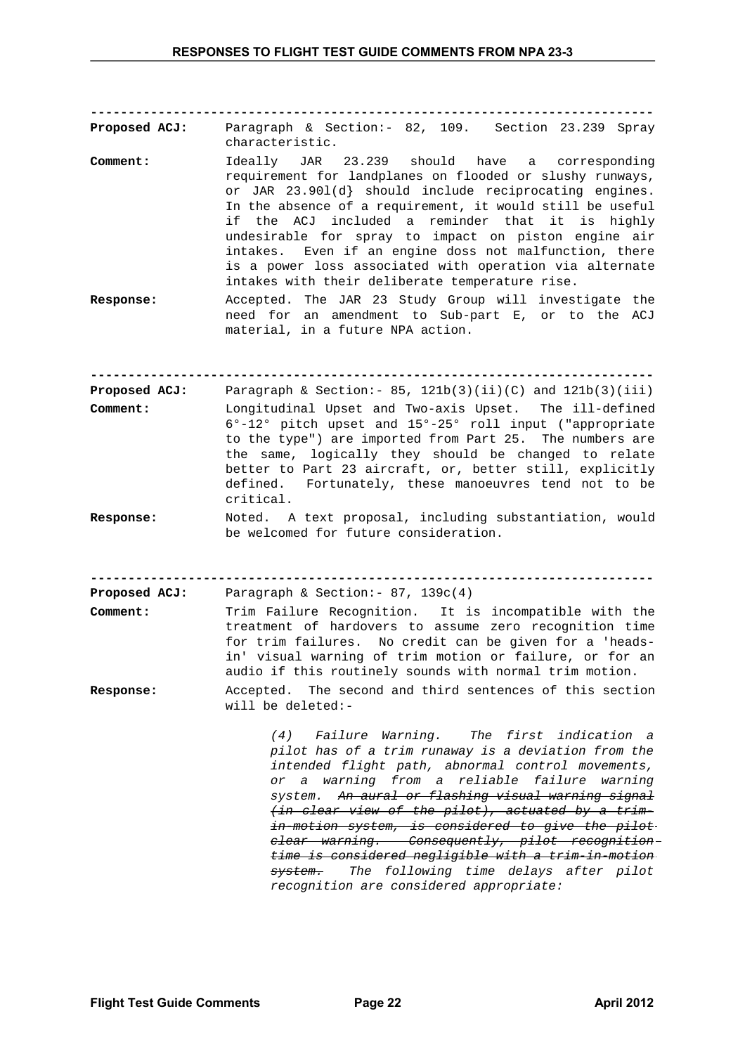---

**Proposed ACJ:** Paragraph & Section:- 82, 109. Section 23.239 Spray characteristic.

**Comment:** Ideally JAR 23.239 should have a corresponding requirement for landplanes on flooded or slushy runways, or JAR 23.901(d} should include reciprocating engines. In the absence of a requirement, it would still be useful if the ACJ included a reminder that it is highly undesirable for spray to impact on piston engine air intakes. Even if an engine doss not malfunction, there is a power loss associated with operation via alternate intakes with their deliberate temperature rise.

**Response:** Accepted. The JAR 23 Study Group will investigate the need for an amendment to Sub-part E, or to the ACJ material, in a future NPA action.

---

**Proposed ACJ:** Paragraph & Section:- 85, 121b(3)(ii)(C) and 121b(3)(iii)

**Comment:** Longitudinal Upset and Two-axis Upset. The ill-defined 6°-12° pitch upset and 15°-25° roll input ("appropriate to the type") are imported from Part 25. The numbers are the same, logically they should be changed to relate better to Part 23 aircraft, or, better still, explicitly defined. Fortunately, these manoeuvres tend not to be critical.

**Response:** Noted. A text proposal, including substantiation, would be welcomed for future consideration.

---

**Proposed ACJ:** Paragraph & Section:- 87, 139c(4)

**Comment:** Trim Failure Recognition. It is incompatible with the treatment of hardovers to assume zero recognition time for trim failures. No credit can be given for a 'heads-in' visual warning of trim motion or failure, or for an audio if this routinely sounds with normal trim motion.

**Response:** Accepted. The second and third sentences of this section will be deleted:-

> *(4) Failure Warning. The first indication a pilot has of a trim runaway is a deviation from the intended flight path, abnormal control movements, or a warning from a reliable failure warning system. ~~An aural or flashing visual warning signal (in clear view of the pilot), actuated by a trim-in-motion system, is considered to give the pilot clear warning. Consequently, pilot recognition time is considered negligible with a trim-in-motion system.~~ The following time delays after pilot recognition are considered appropriate:*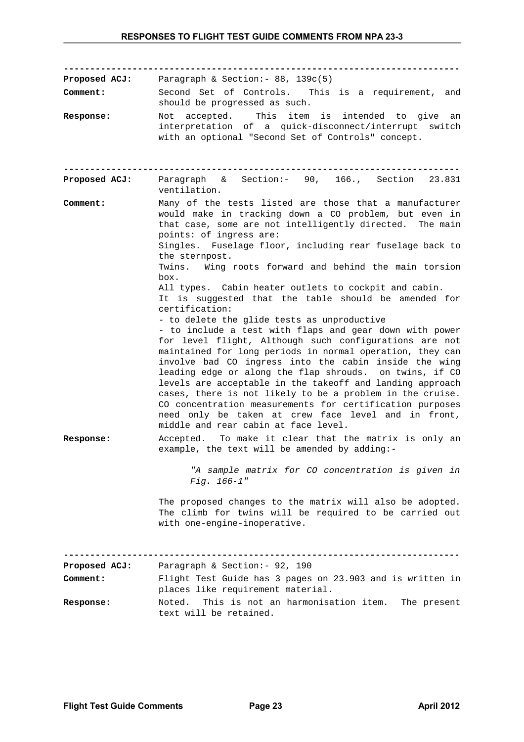---

**Proposed ACJ:** Paragraph & Section:- 88, 139c(5)

**Comment:** Second Set of Controls. This is a requirement, and should be progressed as such.

**Response:** Not accepted. This item is intended to give an interpretation of a quick-disconnect/interrupt switch with an optional "Second Set of Controls" concept.

---

**Proposed ACJ:** Paragraph & Section:- 90, 166., Section 23.831 ventilation.

**Comment:** Many of the tests listed are those that a manufacturer would make in tracking down a CO problem, but even in that case, some are not intelligently directed. The main points: of ingress are:
Singles. Fuselage floor, including rear fuselage back to the sternpost.
Twins. Wing roots forward and behind the main torsion box.
All types. Cabin heater outlets to cockpit and cabin.
It is suggested that the table should be amended for certification:
- to delete the glide tests as unproductive
- to include a test with flaps and gear down with power for level flight, Although such configurations are not maintained for long periods in normal operation, they can involve bad CO ingress into the cabin inside the wing leading edge or along the flap shrouds. on twins, if CO levels are acceptable in the takeoff and landing approach cases, there is not likely to be a problem in the cruise. CO concentration measurements for certification purposes need only be taken at crew face level and in front, middle and rear cabin at face level.

**Response:** Accepted. To make it clear that the matrix is only an example, the text will be amended by adding:-

> *"A sample matrix for CO concentration is given in Fig. 166-1"*

The proposed changes to the matrix will also be adopted. The climb for twins will be required to be carried out with one-engine-inoperative.

---

**Proposed ACJ:** Paragraph & Section:- 92, 190

**Comment:** Flight Test Guide has 3 pages on 23.903 and is written in places like requirement material.

**Response:** Noted. This is not an harmonisation item. The present text will be retained.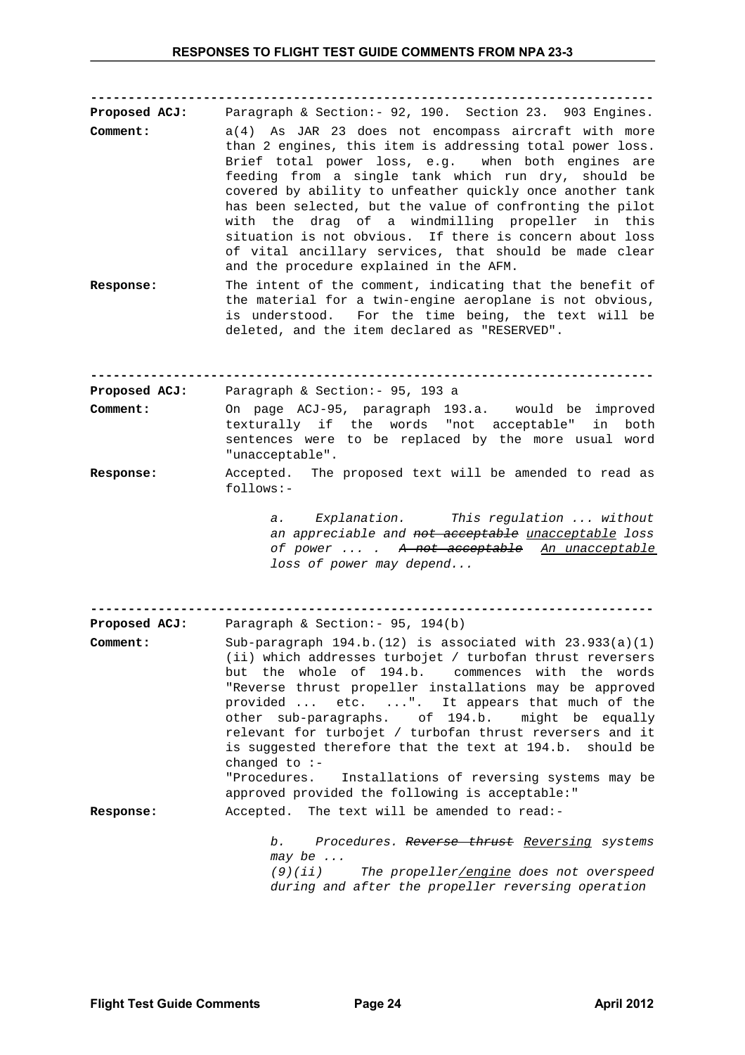---

**Proposed ACJ:** Paragraph & Section:- 92, 190. Section 23. 903 Engines.

**Comment:** a(4) As JAR 23 does not encompass aircraft with more than 2 engines, this item is addressing total power loss. Brief total power loss, e.g. when both engines are feeding from a single tank which run dry, should be covered by ability to unfeather quickly once another tank has been selected, but the value of confronting the pilot with the drag of a windmilling propeller in this situation is not obvious. If there is concern about loss of vital ancillary services, that should be made clear and the procedure explained in the AFM.

**Response:** The intent of the comment, indicating that the benefit of the material for a twin-engine aeroplane is not obvious, is understood. For the time being, the text will be deleted, and the item declared as "RESERVED".

---

**Proposed ACJ:** Paragraph & Section:- 95, 193 a

**Comment:** On page ACJ-95, paragraph 193.a. would be improved texturally if the words "not acceptable" in both sentences were to be replaced by the more usual word "unacceptable".

**Response:** Accepted. The proposed text will be amended to read as follows:-

> *a. Explanation. This regulation ... without an appreciable and ~~not acceptable~~ <u>unacceptable</u> loss of power ... . ~~A not acceptable~~ <u>An unacceptable</u> loss of power may depend...*

---

**Proposed ACJ:** Paragraph & Section:- 95, 194(b)

**Comment:** Sub-paragraph 194.b.(12) is associated with 23.933(a)(1)(ii) which addresses turbojet / turbofan thrust reversers but the whole of 194.b. commences with the words "Reverse thrust propeller installations may be approved provided ... etc. ...". It appears that much of the other sub-paragraphs. of 194.b. might be equally relevant for turbojet / turbofan thrust reversers and it is suggested therefore that the text at 194.b. should be changed to :-
"Procedures. Installations of reversing systems may be approved provided the following is acceptable:"

**Response:** Accepted. The text will be amended to read:-

> *b. Procedures. ~~Reverse thrust~~ <u>Reversing</u> systems may be ...*
> *(9)(ii) The propeller<u>/engine</u> does not overspeed during and after the propeller reversing operation*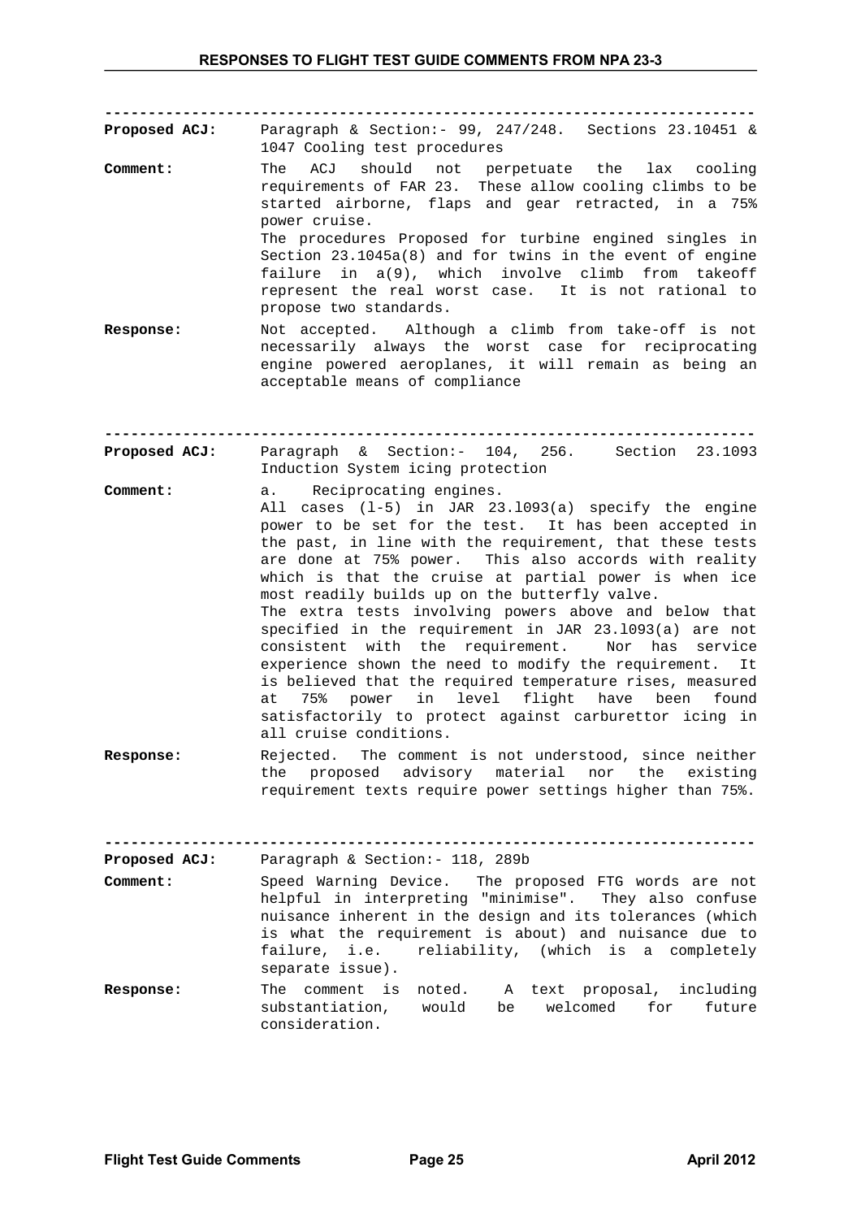---

**Proposed ACJ:** Paragraph & Section:- 99, 247/248. Sections 23.10451 & 1047 Cooling test procedures

**Comment:** The ACJ should not perpetuate the lax cooling requirements of FAR 23. These allow cooling climbs to be started airborne, flaps and gear retracted, in a 75% power cruise.
The procedures Proposed for turbine engined singles in Section 23.1045a(8) and for twins in the event of engine failure in a(9), which involve climb from takeoff represent the real worst case. It is not rational to propose two standards.

**Response:** Not accepted. Although a climb from take-off is not necessarily always the worst case for reciprocating engine powered aeroplanes, it will remain as being an acceptable means of compliance

---

**Proposed ACJ:** Paragraph & Section:- 104, 256. Section 23.1093 Induction System icing protection

**Comment:** a. Reciprocating engines.
All cases (l-5) in JAR 23.l093(a) specify the engine power to be set for the test. It has been accepted in the past, in line with the requirement, that these tests are done at 75% power. This also accords with reality which is that the cruise at partial power is when ice most readily builds up on the butterfly valve.
The extra tests involving powers above and below that specified in the requirement in JAR 23.l093(a) are not consistent with the requirement. Nor has service experience shown the need to modify the requirement. It is believed that the required temperature rises, measured at 75% power in level flight have been found satisfactorily to protect against carburettor icing in all cruise conditions.

**Response:** Rejected. The comment is not understood, since neither the proposed advisory material nor the existing requirement texts require power settings higher than 75%.

---

**Proposed ACJ:** Paragraph & Section:- 118, 289b

**Comment:** Speed Warning Device. The proposed FTG words are not helpful in interpreting "minimise". They also confuse nuisance inherent in the design and its tolerances (which is what the requirement is about) and nuisance due to failure, i.e. reliability, (which is a completely separate issue).

**Response:** The comment is noted. A text proposal, including substantiation, would be welcomed for future consideration.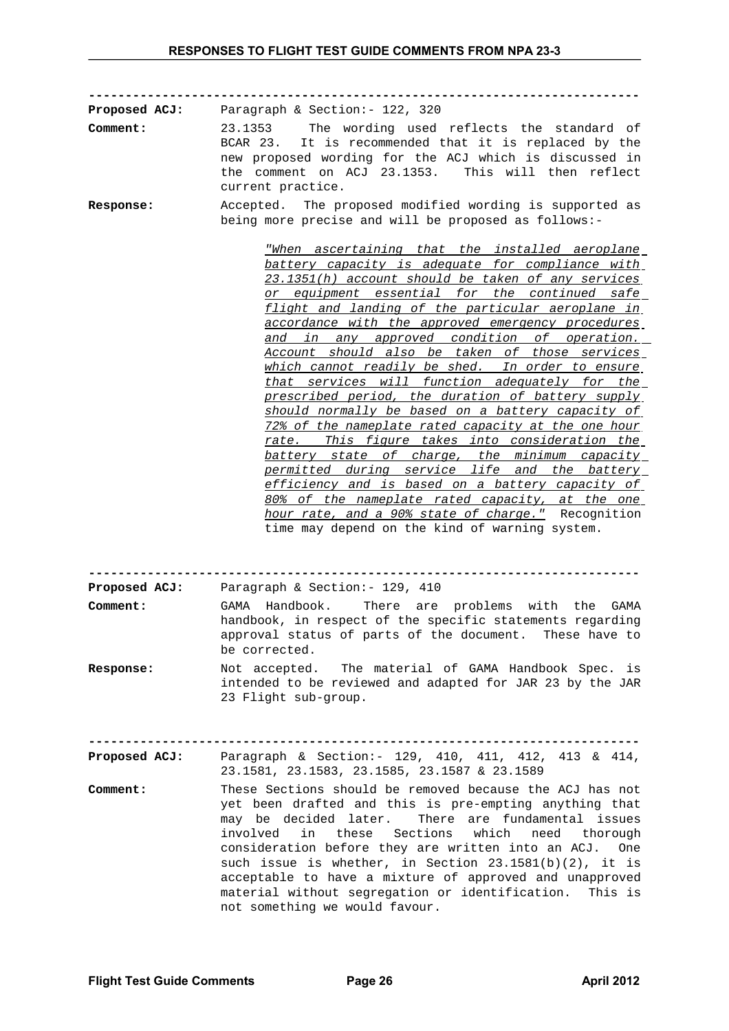---

**Proposed ACJ:** Paragraph & Section:- 122, 320

**Comment:** 23.1353 The wording used reflects the standard of BCAR 23. It is recommended that it is replaced by the new proposed wording for the ACJ which is discussed in the comment on ACJ 23.1353. This will then reflect current practice.

**Response:** Accepted. The proposed modified wording is supported as being more precise and will be proposed as follows:-

> *"When ascertaining that the installed aeroplane battery capacity is adequate for compliance with 23.1351(h) account should be taken of any services or equipment essential for the continued safe flight and landing of the particular aeroplane in accordance with the approved emergency procedures and in any approved condition of operation. Account should also be taken of those services which cannot readily be shed. In order to ensure that services will function adequately for the prescribed period, the duration of battery supply should normally be based on a battery capacity of 72% of the nameplate rated capacity at the one hour rate. This figure takes into consideration the battery state of charge, the minimum capacity permitted during service life and the battery efficiency and is based on a battery capacity of 80% of the nameplate rated capacity, at the one hour rate, and a 90% state of charge."* Recognition time may depend on the kind of warning system.

---

**Proposed ACJ:** Paragraph & Section:- 129, 410

**Comment:** GAMA Handbook. There are problems with the GAMA handbook, in respect of the specific statements regarding approval status of parts of the document. These have to be corrected.

**Response:** Not accepted. The material of GAMA Handbook Spec. is intended to be reviewed and adapted for JAR 23 by the JAR 23 Flight sub-group.

---

**Proposed ACJ:** Paragraph & Section:- 129, 410, 411, 412, 413 & 414, 23.1581, 23.1583, 23.1585, 23.1587 & 23.1589

**Comment:** These Sections should be removed because the ACJ has not yet been drafted and this is pre-empting anything that may be decided later. There are fundamental issues involved in these Sections which need thorough consideration before they are written into an ACJ. One such issue is whether, in Section 23.1581(b)(2), it is acceptable to have a mixture of approved and unapproved material without segregation or identification. This is not something we would favour.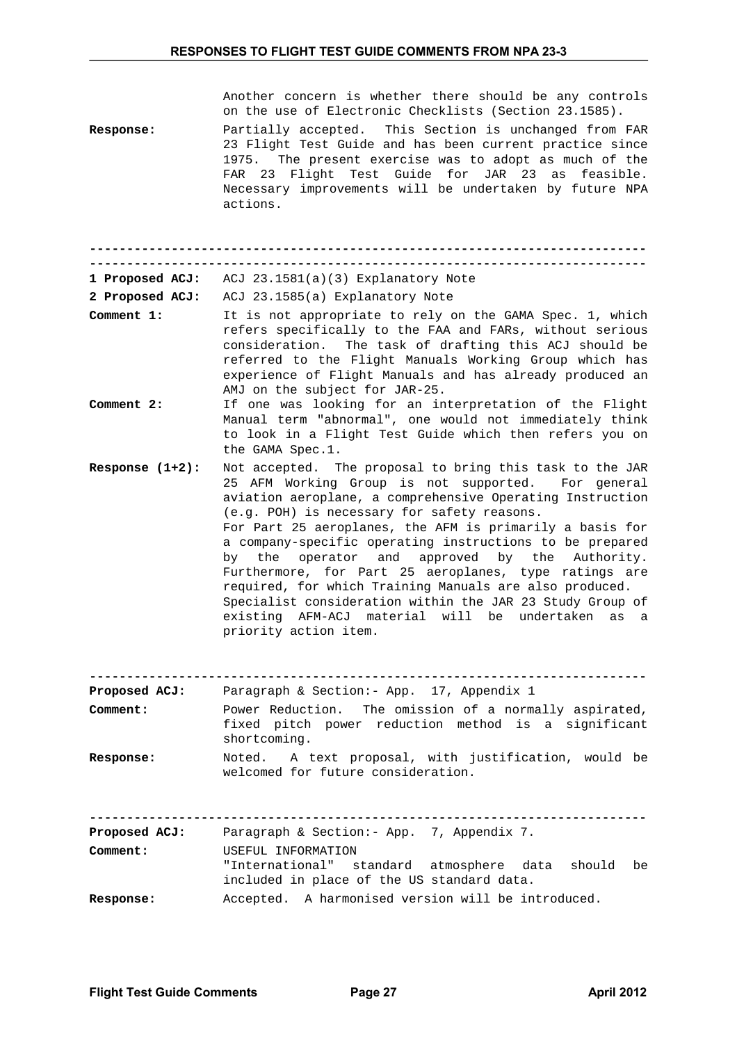Another concern is whether there should be any controls on the use of Electronic Checklists (Section 23.1585).

**Response:** Partially accepted. This Section is unchanged from FAR 23 Flight Test Guide and has been current practice since 1975. The present exercise was to adopt as much of the FAR 23 Flight Test Guide for JAR 23 as feasible. Necessary improvements will be undertaken by future NPA actions.

---

---

**1 Proposed ACJ:** ACJ 23.1581(a)(3) Explanatory Note

**2 Proposed ACJ:** ACJ 23.1585(a) Explanatory Note

**Comment 1:** It is not appropriate to rely on the GAMA Spec. 1, which refers specifically to the FAA and FARs, without serious consideration. The task of drafting this ACJ should be referred to the Flight Manuals Working Group which has experience of Flight Manuals and has already produced an AMJ on the subject for JAR-25.

**Comment 2:** If one was looking for an interpretation of the Flight Manual term "abnormal", one would not immediately think to look in a Flight Test Guide which then refers you on the GAMA Spec.1.

**Response (1+2):** Not accepted. The proposal to bring this task to the JAR 25 AFM Working Group is not supported. For general aviation aeroplane, a comprehensive Operating Instruction (e.g. POH) is necessary for safety reasons.
For Part 25 aeroplanes, the AFM is primarily a basis for a company-specific operating instructions to be prepared by the operator and approved by the Authority. Furthermore, for Part 25 aeroplanes, type ratings are required, for which Training Manuals are also produced.
Specialist consideration within the JAR 23 Study Group of existing AFM-ACJ material will be undertaken as a priority action item.

---

**Proposed ACJ:** Paragraph & Section:- App. 17, Appendix 1

**Comment:** Power Reduction. The omission of a normally aspirated, fixed pitch power reduction method is a significant shortcoming.

**Response:** Noted. A text proposal, with justification, would be welcomed for future consideration.

---

**Proposed ACJ:** Paragraph & Section:- App. 7, Appendix 7.

**Comment:** USEFUL INFORMATION
"International" standard atmosphere data should be included in place of the US standard data.

**Response:** Accepted. A harmonised version will be introduced.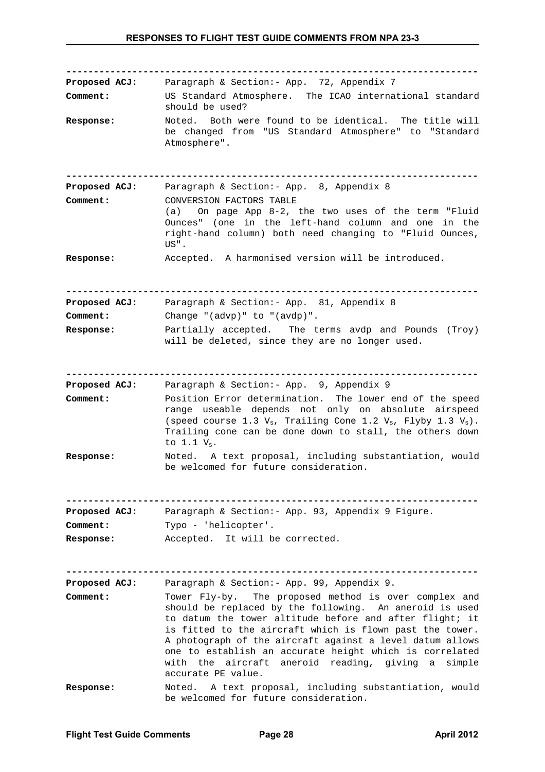---

**Proposed ACJ:** Paragraph & Section:- App. 72, Appendix 7

**Comment:** US Standard Atmosphere. The ICAO international standard should be used?

**Response:** Noted. Both were found to be identical. The title will be changed from "US Standard Atmosphere" to "Standard Atmosphere".

---

**Proposed ACJ:** Paragraph & Section:- App. 8, Appendix 8

**Comment:** CONVERSION FACTORS TABLE
(a) On page App 8-2, the two uses of the term "Fluid Ounces" (one in the left-hand column and one in the right-hand column) both need changing to "Fluid Ounces, US".

**Response:** Accepted. A harmonised version will be introduced.

---

**Proposed ACJ:** Paragraph & Section:- App. 81, Appendix 8

**Comment:** Change "(advp)" to "(avdp)".

**Response:** Partially accepted. The terms avdp and Pounds (Troy) will be deleted, since they are no longer used.

---

**Proposed ACJ:** Paragraph & Section:- App. 9, Appendix 9

**Comment:** Position Error determination. The lower end of the speed range useable depends not only on absolute airspeed (speed course 1.3 $V_s$, Trailing Cone 1.2 $V_s$, Flyby 1.3 $V_s$). Trailing cone can be done down to stall, the others down to 1.1 $V_s$.

**Response:** Noted. A text proposal, including substantiation, would be welcomed for future consideration.

---

**Proposed ACJ:** Paragraph & Section:- App. 93, Appendix 9 Figure.

**Comment:** Typo - 'helicopter'.

**Response:** Accepted. It will be corrected.

---

**Proposed ACJ:** Paragraph & Section:- App. 99, Appendix 9.

**Comment:** Tower Fly-by. The proposed method is over complex and should be replaced by the following. An aneroid is used to datum the tower altitude before and after flight; it is fitted to the aircraft which is flown past the tower. A photograph of the aircraft against a level datum allows one to establish an accurate height which is correlated with the aircraft aneroid reading, giving a simple accurate PE value.

**Response:** Noted. A text proposal, including substantiation, would be welcomed for future consideration.